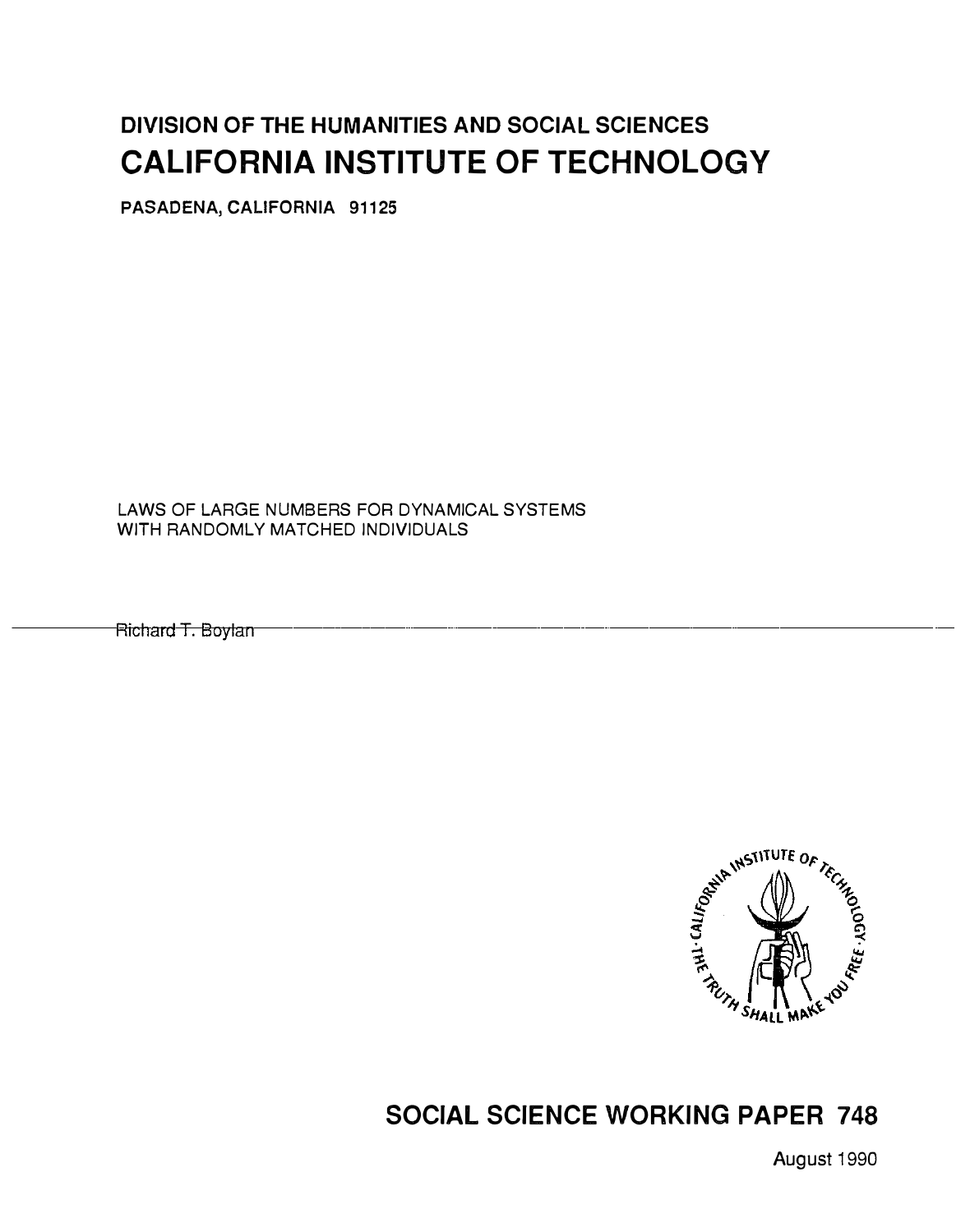**DIVISION OF THE HUMANITIES AND SOCIAL SCIENCES**

# CALIFORNIA INSTITUTE OF TECHNOLOGY

**PASADENA, CALIFORNIA 91125**

LAWS OF LARGE NUMBERS FOR DYNAMICAL SYSTEMS WITH RANDOMLY MATCHED INDIVIDUALS

Richard T. Boylan

CALIFORNIA INSTITUTE OF TECHNOLOGY · THE TRUTH SHALL MAKE YOU FREE ·

## SOCIAL SCIENCE WORKING PAPER 748

August 1990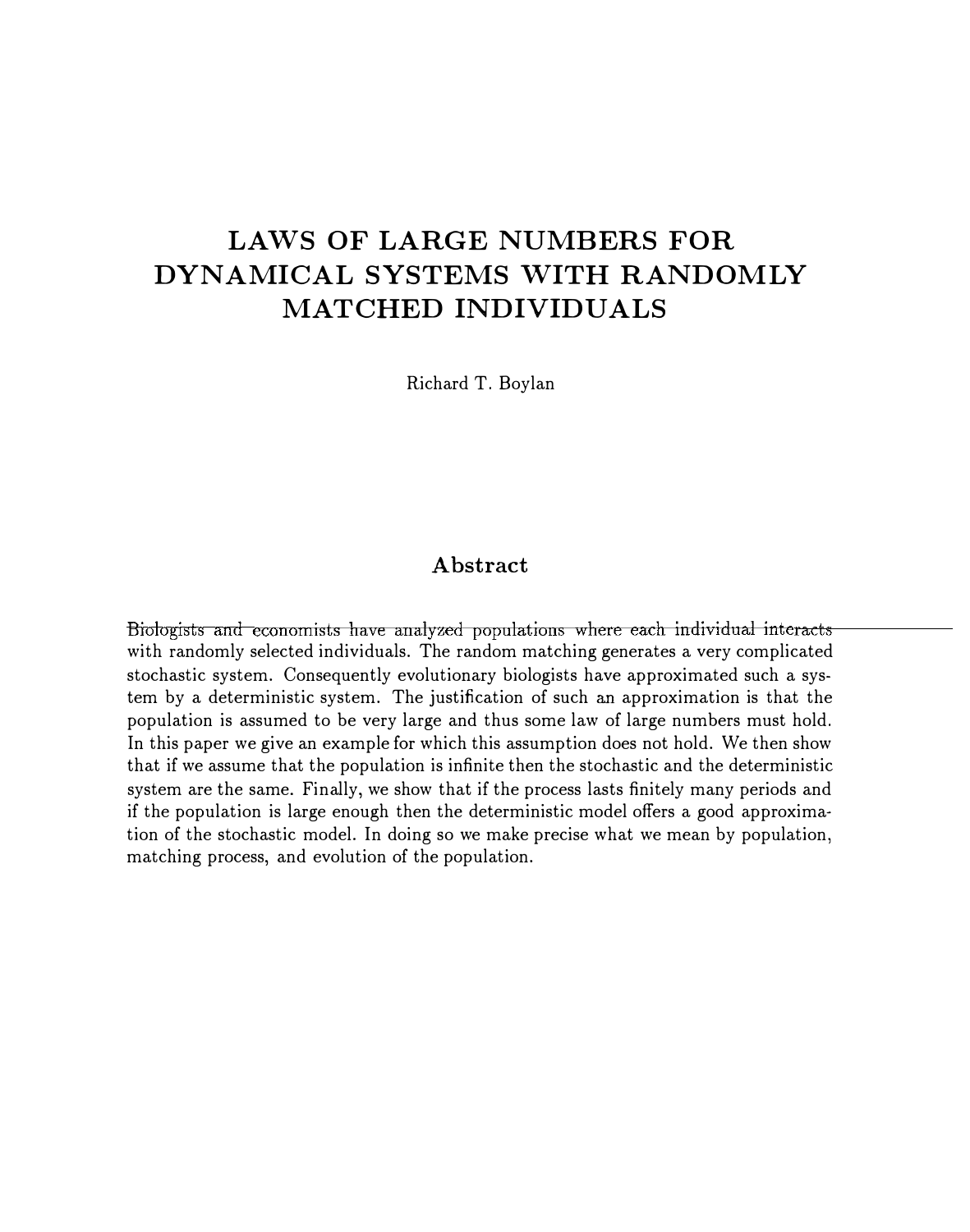# LAWS OF LARGE NUMBERS FOR DYNAMICAL SYSTEMS WITH RANDOMLY MATCHED INDIVIDUALS

Richard T. Boylan

## Abstract

Biologists and economists have analyzed populations where each individual interacts with randomly selected individuals. The random matching generates a very complicated stochastic system. Consequently evolutionary biologists have approximated such a system by a deterministic system. The justification of such an approximation is that the population is assumed to be very large and thus some law of large numbers must hold. In this paper we give an example for which this assumption does not hold. We then show that if we assume that the population is infinite then the stochastic and the deterministic system are the same. Finally, we show that if the process lasts finitely many periods and if the population is large enough then the deterministic model offers a good approximation of the stochastic model. In doing so we make precise what we mean by population, matching process, and evolution of the population.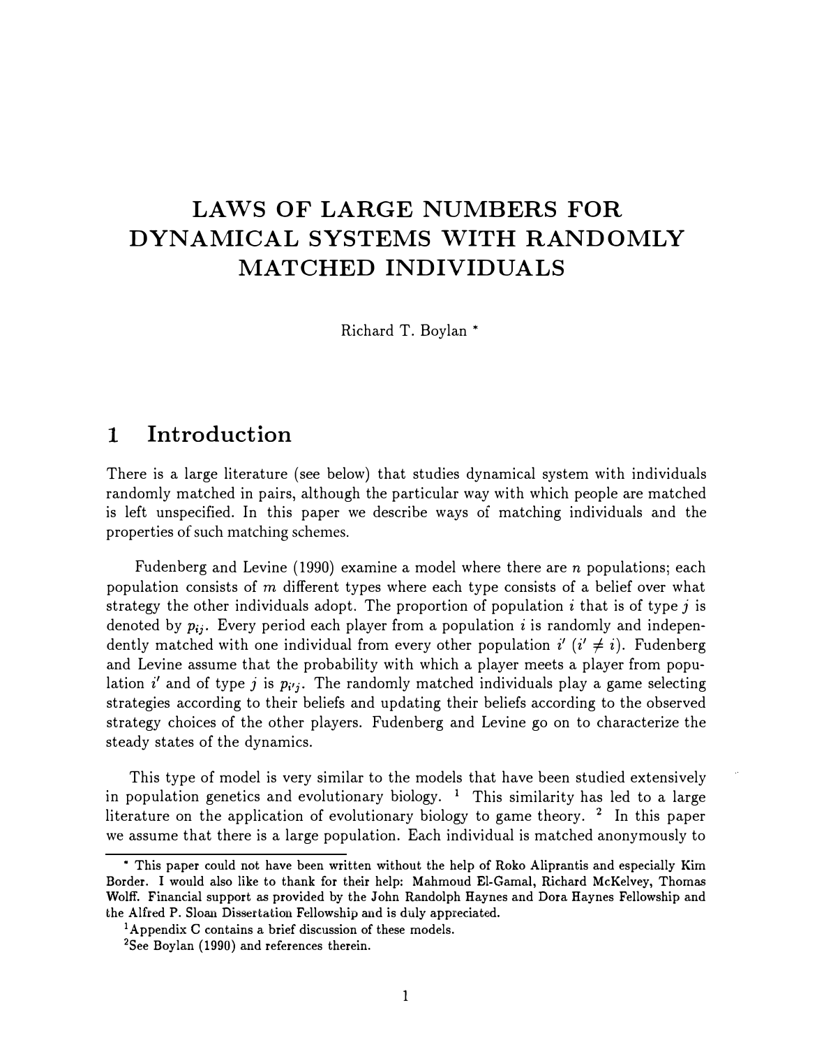# LAWS OF LARGE NUMBERS FOR DYNAMICAL SYSTEMS WITH RANDOMLY MATCHED INDIVIDUALS

Richard T. Boylan *

## 1 Introduction

There is a large literature (see below) that studies dynamical system with individuals randomly matched in pairs, although the particular way with which people are matched is left unspecified. In this paper we describe ways of matching individuals and the properties of such matching schemes.

Fudenberg and Levine (1990) examine a model where there are $n$ populations; each population consists of $m$ different types where each type consists of a belief over what strategy the other individuals adopt. The proportion of population $i$ that is of type $j$ is denoted by $p_{ij}$. Every period each player from a population $i$ is randomly and independently matched with one individual from every other population $i'$ ($i' \neq i$). Fudenberg and Levine assume that the probability with which a player meets a player from population $i'$ and of type $j$ is $p_{i'j}$. The randomly matched individuals play a game selecting strategies according to their beliefs and updating their beliefs according to the observed strategy choices of the other players. Fudenberg and Levine go on to characterize the steady states of the dynamics.

This type of model is very similar to the models that have been studied extensively in population genetics and evolutionary biology. [1] This similarity has led to a large literature on the application of evolutionary biology to game theory. [2] In this paper we assume that there is a large population. Each individual is matched anonymously to

* This paper could not have been written without the help of Roko Aliprantis and especially Kim Border. I would also like to thank for their help: Mahmoud El-Gamal, Richard McKelvey, Thomas Wolff. Financial support as provided by the John Randolph Haynes and Dora Haynes Fellowship and the Alfred P. Sloan Dissertation Fellowship and is duly appreciated.

[1] Appendix C contains a brief discussion of these models.

[2] See Boylan (1990) and references therein.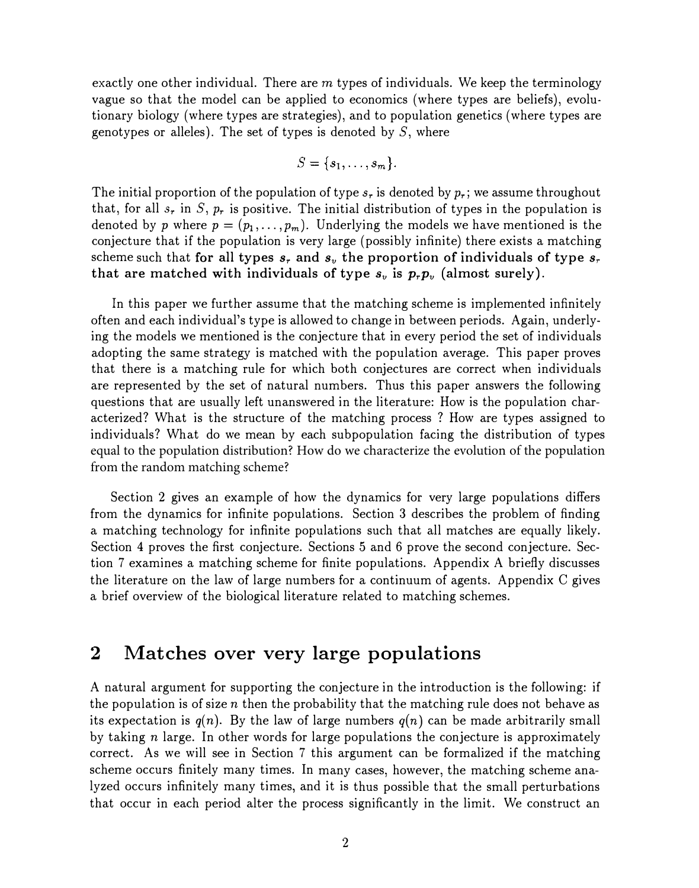exactly one other individual. There are $m$ types of individuals. We keep the terminology vague so that the model can be applied to economics (where types are beliefs), evolutionary biology (where types are strategies), and to population genetics (where types are genotypes or alleles). The set of types is denoted by $S$, where

$$S = \{s_1, \ldots, s_m\}.$$

The initial proportion of the population of type $s_r$ is denoted by $p_r$; we assume throughout that, for all $s_r$ in $S$, $p_r$ is positive. The initial distribution of types in the population is denoted by $p$ where $p = (p_1, \ldots, p_m)$. Underlying the models we have mentioned is the conjecture that if the population is very large (possibly infinite) there exists a matching scheme such that **for all types $s_r$ and $s_v$ the proportion of individuals of type $s_r$ that are matched with individuals of type $s_v$ is $p_r p_v$ (almost surely).**

In this paper we further assume that the matching scheme is implemented infinitely often and each individual's type is allowed to change in between periods. Again, underlying the models we mentioned is the conjecture that in every period the set of individuals adopting the same strategy is matched with the population average. This paper proves that there is a matching rule for which both conjectures are correct when individuals are represented by the set of natural numbers. Thus this paper answers the following questions that are usually left unanswered in the literature: How is the population characterized? What is the structure of the matching process ? How are types assigned to individuals? What do we mean by each subpopulation facing the distribution of types equal to the population distribution? How do we characterize the evolution of the population from the random matching scheme?

Section 2 gives an example of how the dynamics for very large populations differs from the dynamics for infinite populations. Section 3 describes the problem of finding a matching technology for infinite populations such that all matches are equally likely. Section 4 proves the first conjecture. Sections 5 and 6 prove the second conjecture. Section 7 examines a matching scheme for finite populations. Appendix A briefly discusses the literature on the law of large numbers for a continuum of agents. Appendix C gives a brief overview of the biological literature related to matching schemes.

## 2 Matches over very large populations

A natural argument for supporting the conjecture in the introduction is the following: if the population is of size $n$ then the probability that the matching rule does not behave as its expectation is $q(n)$. By the law of large numbers $q(n)$ can be made arbitrarily small by taking $n$ large. In other words for large populations the conjecture is approximately correct. As we will see in Section 7 this argument can be formalized if the matching scheme occurs finitely many times. In many cases, however, the matching scheme analyzed occurs infinitely many times, and it is thus possible that the small perturbations that occur in each period alter the process significantly in the limit. We construct an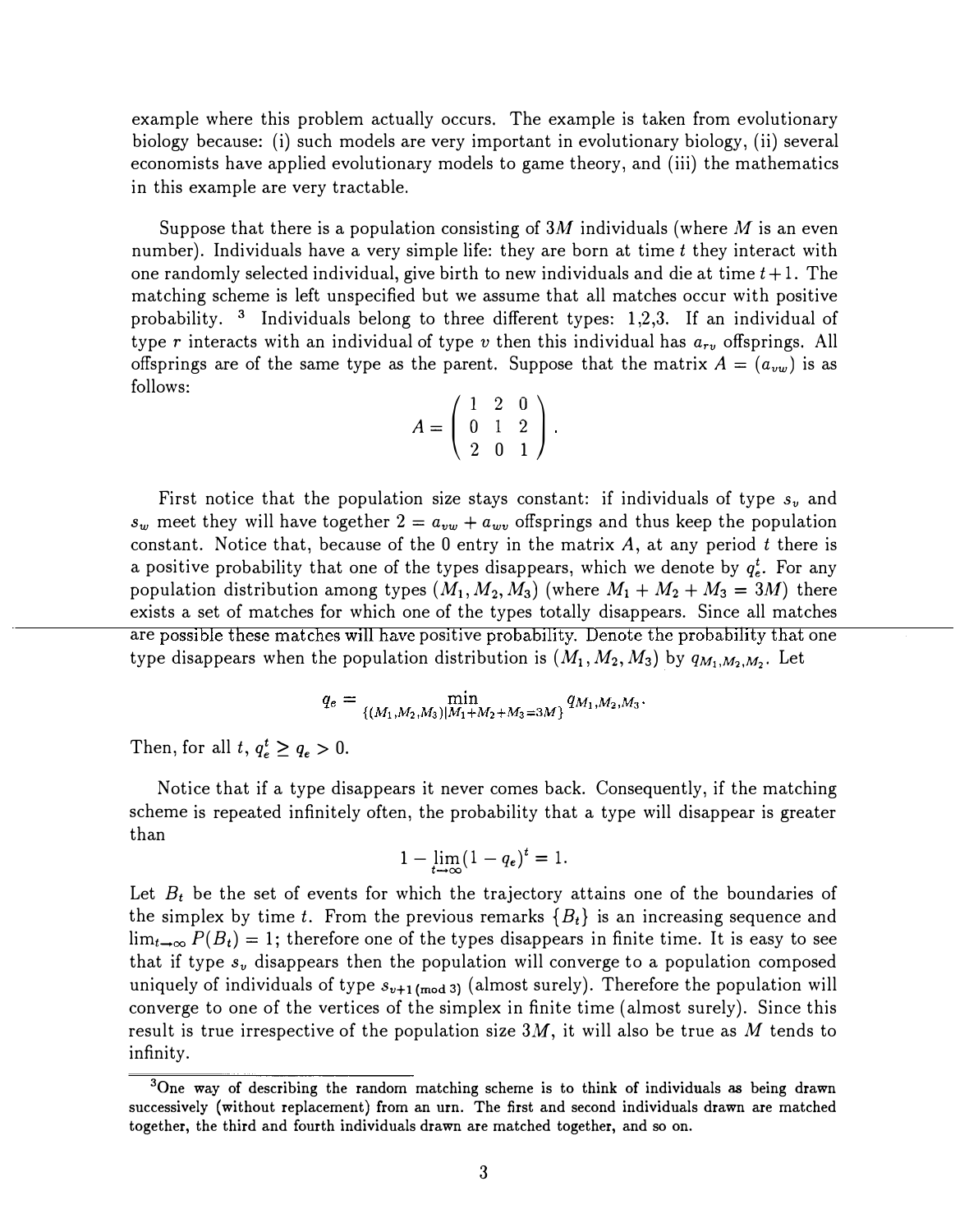example where this problem actually occurs. The example is taken from evolutionary biology because: (i) such models are very important in evolutionary biology, (ii) several economists have applied evolutionary models to game theory, and (iii) the mathematics in this example are very tractable.

Suppose that there is a population consisting of $3M$ individuals (where $M$ is an even number). Individuals have a very simple life: they are born at time $t$ they interact with one randomly selected individual, give birth to new individuals and die at time $t+1$. The matching scheme is left unspecified but we assume that all matches occur with positive probability. [3] Individuals belong to three different types: 1,2,3. If an individual of type $r$ interacts with an individual of type $v$ then this individual has $a_{rv}$ offsprings. All offsprings are of the same type as the parent. Suppose that the matrix $A = (a_{vw})$ is as follows:

$$A = \begin{pmatrix} 1 & 2 & 0 \\ 0 & 1 & 2 \\ 2 & 0 & 1 \end{pmatrix}.$$

First notice that the population size stays constant: if individuals of type $s_v$ and $s_w$ meet they will have together $2 = a_{vw} + a_{wv}$ offsprings and thus keep the population constant. Notice that, because of the 0 entry in the matrix $A$, at any period $t$ there is a positive probability that one of the types disappears, which we denote by $q_e^t$. For any population distribution among types $(M_1, M_2, M_3)$ (where $M_1 + M_2 + M_3 = 3M$) there exists a set of matches for which one of the types totally disappears. Since all matches are possible these matches will have positive probability. Denote the probability that one type disappears when the population distribution is $(M_1, M_2, M_3)$ by $q_{M_1,M_2,M_2}$. Let

$$q_e = \min_{\{(M_1,M_2,M_3)|M_1+M_2+M_3=3M\}} q_{M_1,M_2,M_3}.$$

Then, for all $t$, $q_e^t \geq q_e > 0$.

Notice that if a type disappears it never comes back. Consequently, if the matching scheme is repeated infinitely often, the probability that a type will disappear is greater than

$$1 - \lim_{t \to \infty}(1 - q_e)^t = 1.$$

Let $B_t$ be the set of events for which the trajectory attains one of the boundaries of the simplex by time $t$. From the previous remarks $\{B_t\}$ is an increasing sequence and $\lim_{t \to \infty} P(B_t) = 1$; therefore one of the types disappears in finite time. It is easy to see that if type $s_v$ disappears then the population will converge to a population composed uniquely of individuals of type $s_{v+1 \,(\text{mod } 3)}$ (almost surely). Therefore the population will converge to one of the vertices of the simplex in finite time (almost surely). Since this result is true irrespective of the population size $3M$, it will also be true as $M$ tends to infinity.

[3] One way of describing the random matching scheme is to think of individuals as being drawn successively (without replacement) from an urn. The first and second individuals drawn are matched together, the third and fourth individuals drawn are matched together, and so on.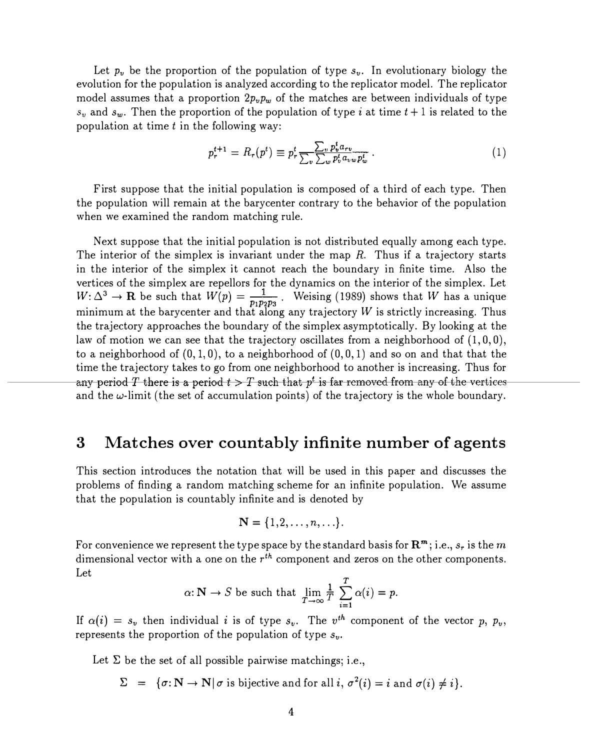Let $p_v$ be the proportion of the population of type $s_v$. In evolutionary biology the evolution for the population is analyzed according to the replicator model. The replicator model assumes that a proportion $2p_vp_w$ of the matches are between individuals of type $s_v$ and $s_w$. Then the proportion of the population of type $i$ at time $t+1$ is related to the population at time $t$ in the following way:

$$p_r^{t+1} = R_r(p^t) \equiv p_r^t \frac{\sum_v p_v^t a_{rv}}{\sum_v \sum_w p_v^t a_{vw} p_w^t} . \tag{1}$$

First suppose that the initial population is composed of a third of each type. Then the population will remain at the barycenter contrary to the behavior of the population when we examined the random matching rule.

Next suppose that the initial population is not distributed equally among each type. The interior of the simplex is invariant under the map $R$. Thus if a trajectory starts in the interior of the simplex it cannot reach the boundary in finite time. Also the vertices of the simplex are repellors for the dynamics on the interior of the simplex. Let $W: \Delta^3 \to \mathbf{R}$ be such that $W(p) = \frac{1}{p_1p_2p_3}$. Weising (1989) shows that $W$ has a unique minimum at the barycenter and that along any trajectory $W$ is strictly increasing. Thus the trajectory approaches the boundary of the simplex asymptotically. By looking at the law of motion we can see that the trajectory oscillates from a neighborhood of $(1,0,0)$, to a neighborhood of $(0,1,0)$, to a neighborhood of $(0,0,1)$ and so on and that that the time the trajectory takes to go from one neighborhood to another is increasing. Thus for any period $T$ there is a period $t > T$ such that $p^t$ is far removed from any of the vertices and the $\omega$-limit (the set of accumulation points) of the trajectory is the whole boundary.

# 3 Matches over countably infinite number of agents

This section introduces the notation that will be used in this paper and discusses the problems of finding a random matching scheme for an infinite population. We assume that the population is countably infinite and is denoted by

$$\mathbf{N} = \{1, 2, \ldots, n, \ldots\}.$$

For convenience we represent the type space by the standard basis for $\mathbf{R}^m$; i.e., $s_r$ is the $m$ dimensional vector with a one on the $r^{th}$ component and zeros on the other components. Let

$$\alpha: \mathbf{N} \to S \text{ be such that } \lim_{T \to \infty} \frac{1}{T} \sum_{i=1}^{T} \alpha(i) = p.$$

If $\alpha(i) = s_v$ then individual $i$ is of type $s_v$. The $v^{th}$ component of the vector $p$, $p_v$, represents the proportion of the population of type $s_v$.

Let $\Sigma$ be the set of all possible pairwise matchings; i.e.,

$$\Sigma \;=\; \{\sigma: \mathbf{N} \to \mathbf{N} \,|\, \sigma \text{ is bijective and for all } i, \sigma^2(i) = i \text{ and } \sigma(i) \neq i\}.$$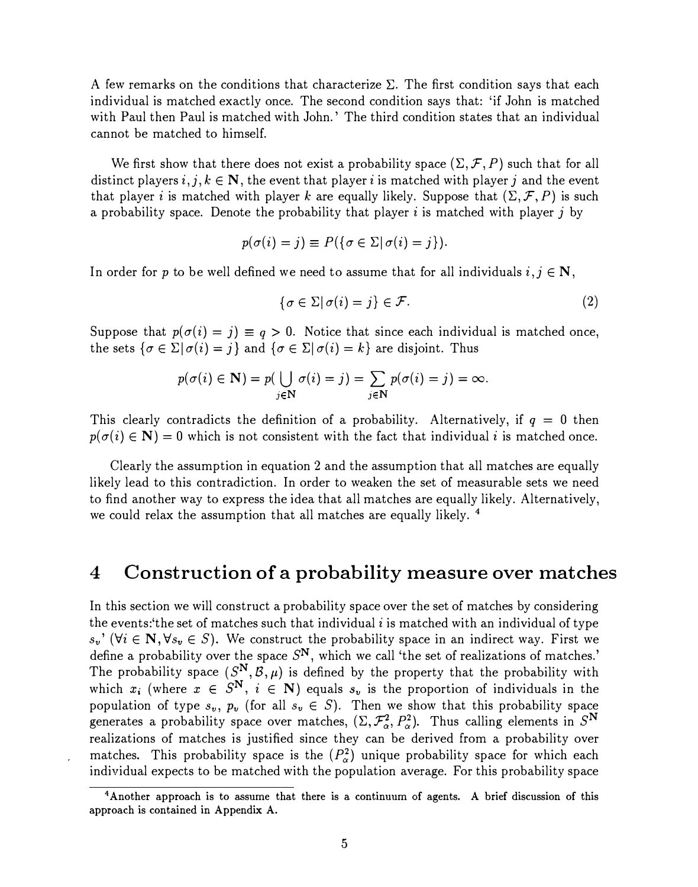A few remarks on the conditions that characterize $\Sigma$. The first condition says that each individual is matched exactly once. The second condition says that: 'if John is matched with Paul then Paul is matched with John.' The third condition states that an individual cannot be matched to himself.

We first show that there does not exist a probability space $(\Sigma, \mathcal{F}, P)$ such that for all distinct players $i, j, k \in \mathbf{N}$, the event that player $i$ is matched with player $j$ and the event that player $i$ is matched with player $k$ are equally likely. Suppose that $(\Sigma, \mathcal{F}, P)$ is such a probability space. Denote the probability that player $i$ is matched with player $j$ by

$$p(\sigma(i) = j) \equiv P(\{\sigma \in \Sigma | \, \sigma(i) = j\}).$$

In order for $p$ to be well defined we need to assume that for all individuals $i, j \in \mathbf{N}$,

$$\{\sigma \in \Sigma | \, \sigma(i) = j\} \in \mathcal{F}. \tag{2}$$

Suppose that $p(\sigma(i) = j) \equiv q > 0$. Notice that since each individual is matched once, the sets $\{\sigma \in \Sigma | \, \sigma(i) = j\}$ and $\{\sigma \in \Sigma | \, \sigma(i) = k\}$ are disjoint. Thus

$$p(\sigma(i) \in \mathbf{N}) = p(\bigcup_{j \in \mathbf{N}} \sigma(i) = j) = \sum_{j \in \mathbf{N}} p(\sigma(i) = j) = \infty.$$

This clearly contradicts the definition of a probability. Alternatively, if $q = 0$ then $p(\sigma(i) \in \mathbf{N}) = 0$ which is not consistent with the fact that individual $i$ is matched once.

Clearly the assumption in equation 2 and the assumption that all matches are equally likely lead to this contradiction. In order to weaken the set of measurable sets we need to find another way to express the idea that all matches are equally likely. Alternatively, we could relax the assumption that all matches are equally likely. [4]

# 4 Construction of a probability measure over matches

In this section we will construct a probability space over the set of matches by considering the events:'the set of matches such that individual $i$ is matched with an individual of type $s_v$' ($\forall i \in \mathbf{N}, \forall s_v \in S$). We construct the probability space in an indirect way. First we define a probability over the space $S^{\mathbf{N}}$, which we call 'the set of realizations of matches.' The probability space $(S^{\mathbf{N}}, \mathcal{B}, \mu)$ is defined by the property that the probability with which $x_i$ (where $x \in S^{\mathbf{N}}$, $i \in \mathbf{N}$) equals $s_v$ is the proportion of individuals in the population of type $s_v$, $p_v$ (for all $s_v \in S$). Then we show that this probability space generates a probability space over matches, $(\Sigma, \mathcal{F}_\alpha^2, P_\alpha^2)$. Thus calling elements in $S^{\mathbf{N}}$ realizations of matches is justified since they can be derived from a probability over matches. This probability space is the $(P_\alpha^2)$ unique probability space for which each individual expects to be matched with the population average. For this probability space

[4] Another approach is to assume that there is a continuum of agents. A brief discussion of this approach is contained in Appendix A.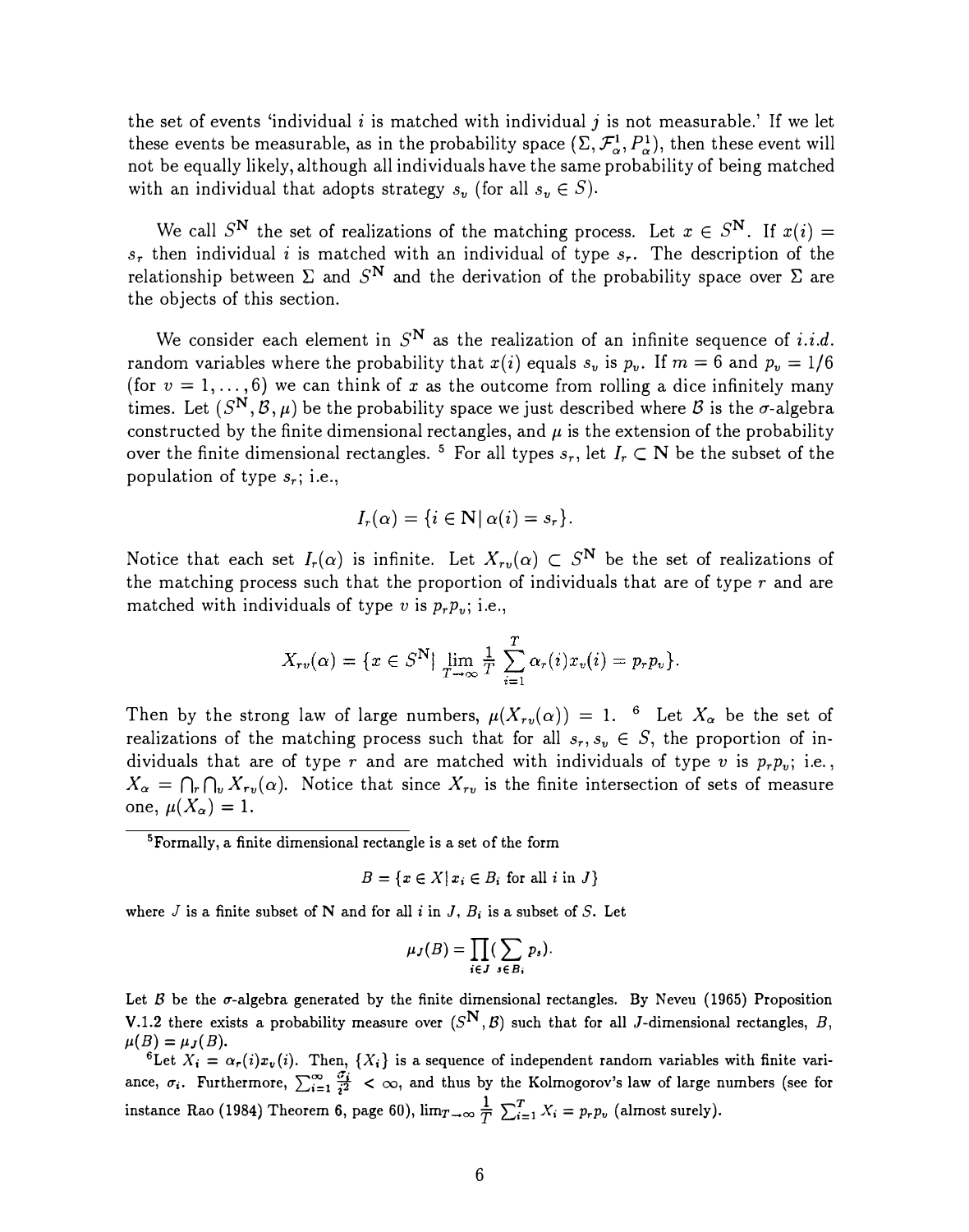the set of events 'individual $i$ is matched with individual $j$ is not measurable.' If we let these events be measurable, as in the probability space $(\Sigma, \mathcal{F}^1_\alpha, P^1_\alpha)$, then these event will not be equally likely, although all individuals have the same probability of being matched with an individual that adopts strategy $s_v$ (for all $s_v \in S$).

We call $S^{\mathbf{N}}$ the set of realizations of the matching process. Let $x \in S^{\mathbf{N}}$. If $x(i) = s_r$ then individual $i$ is matched with an individual of type $s_r$. The description of the relationship between $\Sigma$ and $S^{\mathbf{N}}$ and the derivation of the probability space over $\Sigma$ are the objects of this section.

We consider each element in $S^{\mathbf{N}}$ as the realization of an infinite sequence of *i.i.d.* random variables where the probability that $x(i)$ equals $s_v$ is $p_v$. If $m = 6$ and $p_v = 1/6$ (for $v = 1, \ldots, 6$) we can think of $x$ as the outcome from rolling a dice infinitely many times. Let $(S^{\mathbf{N}}, \mathcal{B}, \mu)$ be the probability space we just described where $\mathcal{B}$ is the $\sigma$-algebra constructed by the finite dimensional rectangles, and $\mu$ is the extension of the probability over the finite dimensional rectangles. [5] For all types $s_r$, let $I_r \subset \mathbf{N}$ be the subset of the population of type $s_r$; i.e.,

$$I_r(\alpha) = \{i \in \mathbf{N} \,|\, \alpha(i) = s_r\}.$$

Notice that each set $I_r(\alpha)$ is infinite. Let $X_{rv}(\alpha) \subset S^{\mathbf{N}}$ be the set of realizations of the matching process such that the proportion of individuals that are of type $r$ and are matched with individuals of type $v$ is $p_r p_v$; i.e.,

$$X_{rv}(\alpha) = \{x \in S^{\mathbf{N}} | \lim_{T \to \infty} \frac{1}{T} \sum_{i=1}^{T} \alpha_r(i) x_v(i) = p_r p_v\}.$$

Then by the strong law of large numbers, $\mu(X_{rv}(\alpha)) = 1$. [6] Let $X_\alpha$ be the set of realizations of the matching process such that for all $s_r, s_v \in S$, the proportion of individuals that are of type $r$ and are matched with individuals of type $v$ is $p_r p_v$; i.e., $X_\alpha = \bigcap_r \bigcap_v X_{rv}(\alpha)$. Notice that since $X_{rv}$ is the finite intersection of sets of measure one, $\mu(X_\alpha) = 1$.

---

[5] Formally, a finite dimensional rectangle is a set of the form

$$B = \{x \in X \,|\, x_i \in B_i \text{ for all } i \text{ in } J\}$$

where $J$ is a finite subset of $\mathbf{N}$ and for all $i$ in $J$, $B_i$ is a subset of $S$. Let

$$\mu_J(B) = \prod_{i \in J} (\sum_{s \in B_i} p_s).$$

Let $\mathcal{B}$ be the $\sigma$-algebra generated by the finite dimensional rectangles. By Neveu (1965) Proposition V.1.2 there exists a probability measure over $(S^{\mathbf{N}}, \mathcal{B})$ such that for all $J$-dimensional rectangles, $B$, $\mu(B) = \mu_J(B)$.

[6] Let $X_i = \alpha_r(i) x_v(i)$. Then, $\{X_i\}$ is a sequence of independent random variables with finite variance, $\sigma_i$. Furthermore, $\sum_{i=1}^{\infty} \frac{\sigma_i}{i^2} < \infty$, and thus by the Kolmogorov's law of large numbers (see for instance Rao (1984) Theorem 6, page 60), $\lim_{T \to \infty} \frac{1}{T} \sum_{i=1}^{T} X_i = p_r p_v$ (almost surely).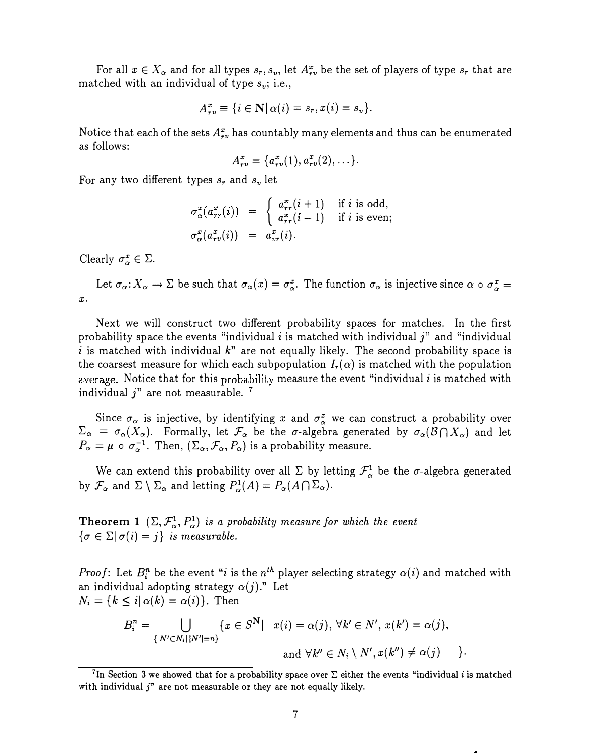For all $x \in X_\alpha$ and for all types $s_r, s_v$, let $A^x_{rv}$ be the set of players of type $s_r$ that are matched with an individual of type $s_v$; i.e.,

$$A^x_{rv} \equiv \{i \in \mathbf{N} | \, \alpha(i) = s_r, x(i) = s_v\}.$$

Notice that each of the sets $A^x_{rv}$ has countably many elements and thus can be enumerated as follows:

$$A^x_{rv} = \{a^x_{rv}(1), a^x_{rv}(2), \ldots\}.$$

For any two different types $s_r$ and $s_v$ let

$$\begin{aligned}
\sigma^x_\alpha(a^x_{rr}(i)) &= \begin{cases} a^x_{rr}(i+1) & \text{if } i \text{ is odd,} \\ a^x_{rr}(i-1) & \text{if } i \text{ is even;} \end{cases} \\
\sigma^x_\alpha(a^x_{rv}(i)) &= a^x_{vr}(i).
\end{aligned}$$

Clearly $\sigma^x_\alpha \in \Sigma$.

Let $\sigma_\alpha : X_\alpha \to \Sigma$ be such that $\sigma_\alpha(x) = \sigma^x_\alpha$. The function $\sigma_\alpha$ is injective since $\alpha \circ \sigma^x_\alpha = x$.

Next we will construct two different probability spaces for matches. In the first probability space the events "individual $i$ is matched with individual $j$" and "individual $i$ is matched with individual $k$" are not equally likely. The second probability space is the coarsest measure for which each subpopulation $I_r(\alpha)$ is matched with the population average. Notice that for this probability measure the event "individual $i$ is matched with individual $j$" are not measurable. [7]

Since $\sigma_\alpha$ is injective, by identifying $x$ and $\sigma^x_\alpha$ we can construct a probability over $\Sigma_\alpha = \sigma_\alpha(X_\alpha)$. Formally, let $\mathcal{F}_\alpha$ be the $\sigma$-algebra generated by $\sigma_\alpha(\mathcal{B} \bigcap X_\alpha)$ and let $P_\alpha = \mu \circ \sigma^{-1}_\alpha$. Then, $(\Sigma_\alpha, \mathcal{F}_\alpha, P_\alpha)$ is a probability measure.

We can extend this probability over all $\Sigma$ by letting $\mathcal{F}^1_\alpha$ be the $\sigma$-algebra generated by $\mathcal{F}_\alpha$ and $\Sigma \setminus \Sigma_\alpha$ and letting $P^1_\alpha(A) = P_\alpha(A \bigcap \Sigma_\alpha)$.

**Theorem 1** *$(\Sigma, \mathcal{F}^1_\alpha, P^1_\alpha)$ is a probability measure for which the event $\{\sigma \in \Sigma | \, \sigma(i) = j\}$ is measurable.*

*Proof*: Let $B^n_i$ be the event "$i$ is the $n^{th}$ player selecting strategy $\alpha(i)$ and matched with an individual adopting strategy $\alpha(j)$." Let $N_i = \{k \leq i | \, \alpha(k) = \alpha(i)\}$. Then

$$B^n_i = \bigcup_{\{N' \subset N_i | \, |N'| = n\}} \{x \in S^{\mathbf{N}} | \;\; x(i) = \alpha(j), \, \forall k' \in N', \, x(k') = \alpha(j), \text{ and } \forall k'' \in N_i \setminus N', x(k'') \neq \alpha(j) \quad \}.$$

[7] In Section 3 we showed that for a probability space over $\Sigma$ either the events "individual $i$ is matched with individual $j$" are not measurable or they are not equally likely.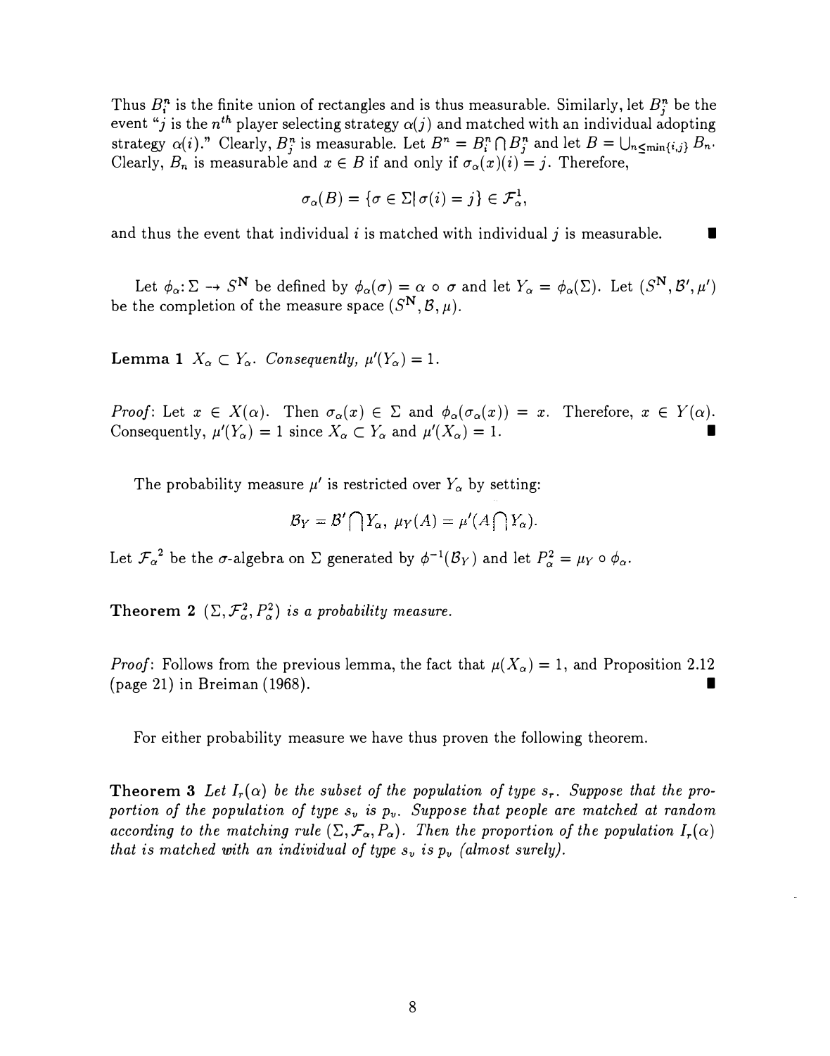Thus $B_i^n$ is the finite union of rectangles and is thus measurable. Similarly, let $B_j^n$ be the event "$j$ is the $n^{th}$ player selecting strategy $\alpha(j)$ and matched with an individual adopting strategy $\alpha(i)$." Clearly, $B_j^n$ is measurable. Let $B^n = B_i^n \bigcap B_j^n$ and let $B = \bigcup_{n \leq \min\{i,j\}} B_n$. Clearly, $B_n$ is measurable and $x \in B$ if and only if $\sigma_\alpha(x)(i) = j$. Therefore,

$$\sigma_\alpha(B) = \{\sigma \in \Sigma | \sigma(i) = j\} \in \mathcal{F}_\alpha^1,$$

and thus the event that individual $i$ is matched with individual $j$ is measurable. ∎

Let $\phi_\alpha : \Sigma \to S^{\mathbf{N}}$ be defined by $\phi_\alpha(\sigma) = \alpha \circ \sigma$ and let $Y_\alpha = \phi_\alpha(\Sigma)$. Let $(S^{\mathbf{N}}, \mathcal{B}', \mu')$ be the completion of the measure space $(S^{\mathbf{N}}, \mathcal{B}, \mu)$.

**Lemma 1** *$X_\alpha \subset Y_\alpha$. Consequently, $\mu'(Y_\alpha) = 1$.*

*Proof*: Let $x \in X(\alpha)$. Then $\sigma_\alpha(x) \in \Sigma$ and $\phi_\alpha(\sigma_\alpha(x)) = x$. Therefore, $x \in Y(\alpha)$. Consequently, $\mu'(Y_\alpha) = 1$ since $X_\alpha \subset Y_\alpha$ and $\mu'(X_\alpha) = 1$. ∎

The probability measure $\mu'$ is restricted over $Y_\alpha$ by setting:

$$\mathcal{B}_Y = \mathcal{B}' \bigcap Y_\alpha, \; \mu_Y(A) = \mu'(A \bigcap Y_\alpha).$$

Let $\mathcal{F}_\alpha{}^2$ be the $\sigma$-algebra on $\Sigma$ generated by $\phi^{-1}(\mathcal{B}_Y)$ and let $P_\alpha^2 = \mu_Y \circ \phi_\alpha$.

**Theorem 2** *$(\Sigma, \mathcal{F}_\alpha^2, P_\alpha^2)$ is a probability measure.*

*Proof*: Follows from the previous lemma, the fact that $\mu(X_\alpha) = 1$, and Proposition 2.12 (page 21) in Breiman (1968). ∎

For either probability measure we have thus proven the following theorem.

**Theorem 3** *Let $I_r(\alpha)$ be the subset of the population of type $s_r$. Suppose that the proportion of the population of type $s_v$ is $p_v$. Suppose that people are matched at random according to the matching rule $(\Sigma, \mathcal{F}_\alpha, P_\alpha)$. Then the proportion of the population $I_r(\alpha)$ that is matched with an individual of type $s_v$ is $p_v$ (almost surely).*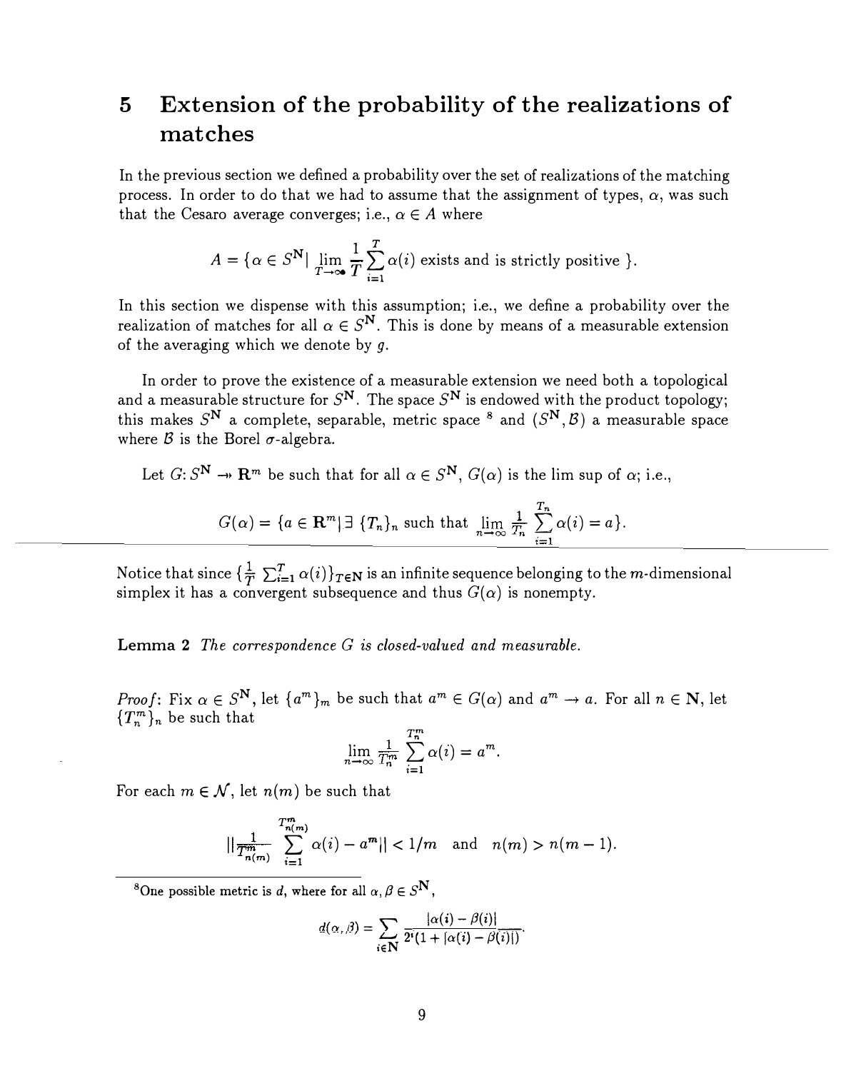# 5 Extension of the probability of the realizations of matches

In the previous section we defined a probability over the set of realizations of the matching process. In order to do that we had to assume that the assignment of types, $\alpha$, was such that the Cesaro average converges; i.e., $\alpha \in A$ where

$$A = \{\alpha \in S^{\mathbf{N}} | \lim_{T \to \infty} \frac{1}{T} \sum_{i=1}^{T} \alpha(i) \text{ exists and is strictly positive } \}.$$

In this section we dispense with this assumption; i.e., we define a probability over the realization of matches for all $\alpha \in S^{\mathbf{N}}$. This is done by means of a measurable extension of the averaging which we denote by $g$.

In order to prove the existence of a measurable extension we need both a topological and a measurable structure for $S^{\mathbf{N}}$. The space $S^{\mathbf{N}}$ is endowed with the product topology; this makes $S^{\mathbf{N}}$ a complete, separable, metric space [8] and $(S^{\mathbf{N}}, \mathcal{B})$ a measurable space where $\mathcal{B}$ is the Borel $\sigma$-algebra.

Let $G: S^{\mathbf{N}} \twoheadrightarrow \mathbf{R}^m$ be such that for all $\alpha \in S^{\mathbf{N}}$, $G(\alpha)$ is the lim sup of $\alpha$; i.e.,

$$G(\alpha) = \{a \in \mathbf{R}^m | \exists \{T_n\}_n \text{ such that } \lim_{n \to \infty} \frac{1}{T_n} \sum_{i=1}^{T_n} \alpha(i) = a\}.$$

Notice that since $\{\frac{1}{T} \sum_{i=1}^{T} \alpha(i)\}_{T \in \mathbf{N}}$ is an infinite sequence belonging to the $m$-dimensional simplex it has a convergent subsequence and thus $G(\alpha)$ is nonempty.

**Lemma 2** *The correspondence $G$ is closed-valued and measurable.*

*Proof*: Fix $\alpha \in S^{\mathbf{N}}$, let $\{a^m\}_m$ be such that $a^m \in G(\alpha)$ and $a^m \to a$. For all $n \in \mathbf{N}$, let $\{T_n^m\}_n$ be such that

$$\lim_{n \to \infty} \frac{1}{T_n^m} \sum_{i=1}^{T_n^m} \alpha(i) = a^m.$$

For each $m \in \mathcal{N}$, let $n(m)$ be such that

$$\|\frac{1}{T_{n(m)}^m} \sum_{i=1}^{T_{n(m)}^m} \alpha(i) - a^m\| < 1/m \quad \text{and} \quad n(m) > n(m-1).$$

[8] One possible metric is $d$, where for all $\alpha, \beta \in S^{\mathbf{N}}$,

$$d(\alpha, \beta) = \sum_{i \in \mathbf{N}} \frac{|\alpha(i) - \beta(i)|}{2^i(1 + |\alpha(i) - \beta(i)|)}.$$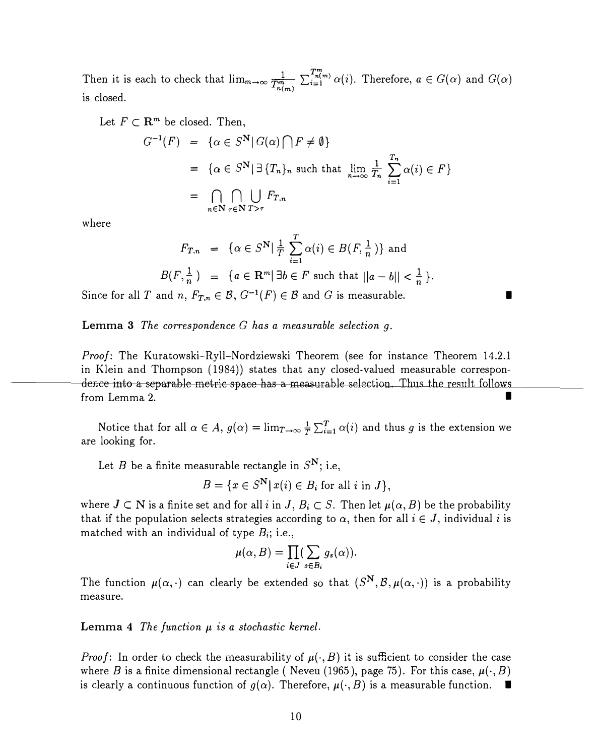Then it is each to check that $\lim_{m\to\infty} \frac{1}{T^m_{n(m)}} \sum_{i=1}^{T^m_{n(m)}} \alpha(i)$. Therefore, $a \in G(\alpha)$ and $G(\alpha)$ is closed.

Let $F \subset \mathbf{R}^m$ be closed. Then,

$$
\begin{aligned}
G^{-1}(F) &= \{\alpha \in S^{\mathbf{N}} \mid G(\alpha) \bigcap F \neq \emptyset\} \\
&= \{\alpha \in S^{\mathbf{N}} \mid \exists \{T_n\}_n \text{ such that } \lim_{n\to\infty} \frac{1}{T_n} \sum_{i=1}^{T_n} \alpha(i) \in F\} \\
&= \bigcap_{n\in\mathbf{N}} \bigcap_{\tau\in\mathbf{N}} \bigcup_{T>\tau} F_{T,n}
\end{aligned}
$$

where

$$
\begin{aligned}
F_{T,n} &= \{\alpha \in S^{\mathbf{N}} \mid \frac{1}{T} \sum_{i=1}^{T} \alpha(i) \in B(F, \tfrac{1}{n})\} \text{ and} \\
B(F, \tfrac{1}{n}) &= \{a \in \mathbf{R}^m \mid \exists b \in F \text{ such that } \|a - b\| < \tfrac{1}{n}\}.
\end{aligned}
$$

Since for all $T$ and $n$, $F_{T,n} \in \mathcal{B}$, $G^{-1}(F) \in \mathcal{B}$ and $G$ is measurable. ∎

**Lemma 3** *The correspondence $G$ has a measurable selection $g$.*

*Proof*: The Kuratowski-Ryll-Nordziewski Theorem (see for instance Theorem 14.2.1 in Klein and Thompson (1984)) states that any closed-valued measurable correspondence into a separable metric space has a measurable selection. Thus the result follows from Lemma 2. ∎

Notice that for all $\alpha \in A$, $g(\alpha) = \lim_{T\to\infty} \frac{1}{T} \sum_{i=1}^{T} \alpha(i)$ and thus $g$ is the extension we are looking for.

Let $B$ be a finite measurable rectangle in $S^{\mathbf{N}}$; i.e,

$$
B = \{x \in S^{\mathbf{N}} \mid x(i) \in B_i \text{ for all } i \text{ in } J\},
$$

where $J \subset \mathbf{N}$ is a finite set and for all $i$ in $J$, $B_i \subset S$. Then let $\mu(\alpha, B)$ be the probability that if the population selects strategies according to $\alpha$, then for all $i \in J$, individual $i$ is matched with an individual of type $B_i$; i.e.,

$$
\mu(\alpha, B) = \prod_{i\in J} (\sum_{s\in B_i} g_s(\alpha)).
$$

The function $\mu(\alpha, \cdot)$ can clearly be extended so that $(S^{\mathbf{N}}, \mathcal{B}, \mu(\alpha, \cdot))$ is a probability measure.

**Lemma 4** *The function $\mu$ is a stochastic kernel.*

*Proof*: In order to check the measurability of $\mu(\cdot, B)$ it is sufficient to consider the case where $B$ is a finite dimensional rectangle ( Neveu (1965), page 75). For this case, $\mu(\cdot, B)$ is clearly a continuous function of $g(\alpha)$. Therefore, $\mu(\cdot, B)$ is a measurable function. ∎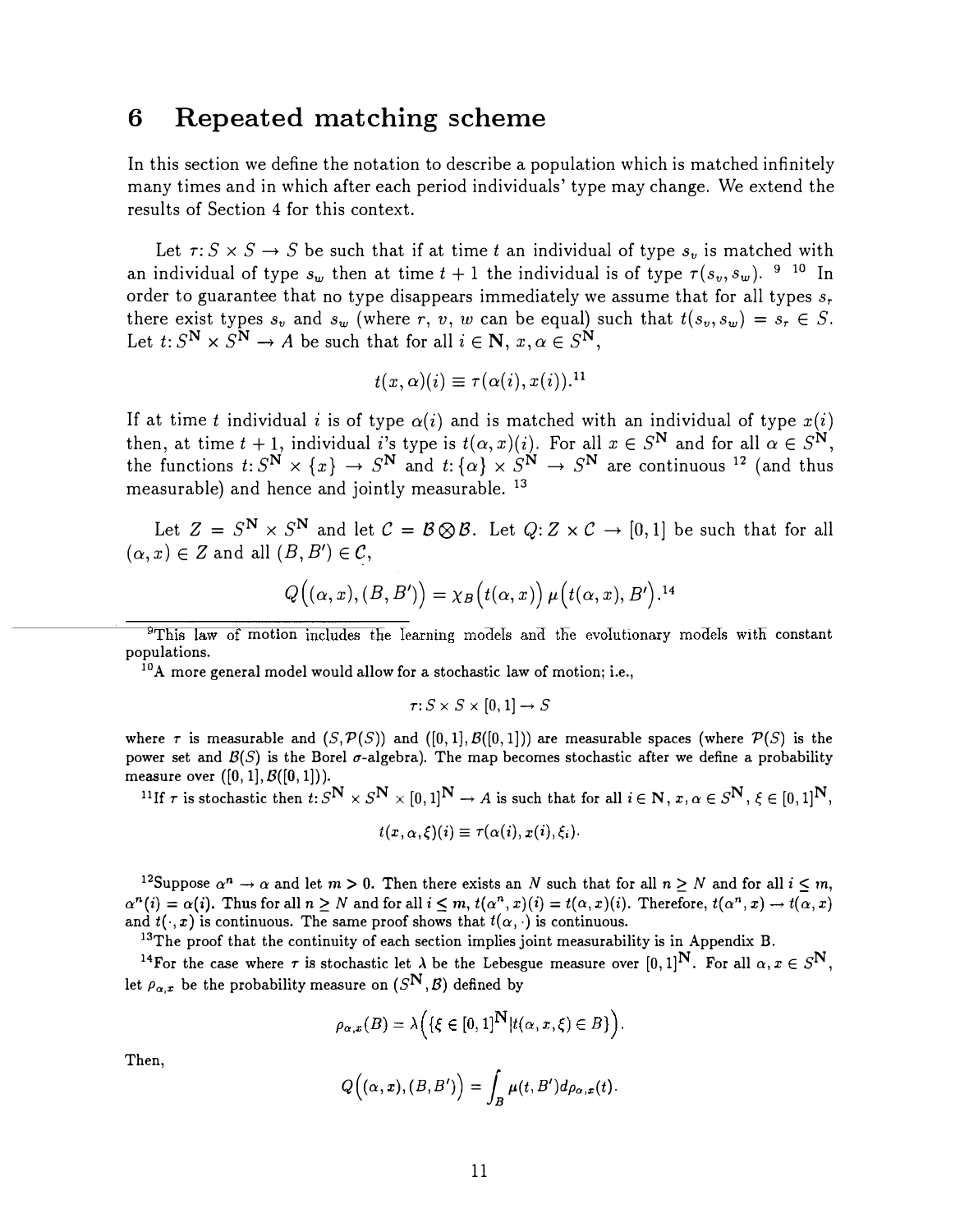# 6 Repeated matching scheme

In this section we define the notation to describe a population which is matched infinitely many times and in which after each period individuals' type may change. We extend the results of Section 4 for this context.

Let $\tau: S \times S \to S$ be such that if at time $t$ an individual of type $s_v$ is matched with an individual of type $s_w$ then at time $t+1$ the individual is of type $\tau(s_v, s_w)$. [9] [10] In order to guarantee that no type disappears immediately we assume that for all types $s_r$ there exist types $s_v$ and $s_w$ (where $r$, $v$, $w$ can be equal) such that $t(s_v, s_w) = s_r \in S$. Let $t: S^{\mathbf{N}} \times S^{\mathbf{N}} \to A$ be such that for all $i \in \mathbf{N}$, $x, \alpha \in S^{\mathbf{N}}$,

$$t(x, \alpha)(i) \equiv \tau(\alpha(i), x(i)).^{11}$$

If at time $t$ individual $i$ is of type $\alpha(i)$ and is matched with an individual of type $x(i)$ then, at time $t+1$, individual $i$'s type is $t(\alpha, x)(i)$. For all $x \in S^{\mathbf{N}}$ and for all $\alpha \in S^{\mathbf{N}}$, the functions $t: S^{\mathbf{N}} \times \{x\} \to S^{\mathbf{N}}$ and $t: \{\alpha\} \times S^{\mathbf{N}} \to S^{\mathbf{N}}$ are continuous [12] (and thus measurable) and hence and jointly measurable. [13]

Let $Z = S^{\mathbf{N}} \times S^{\mathbf{N}}$ and let $\mathcal{C} = \mathcal{B} \bigotimes \mathcal{B}$. Let $Q: Z \times \mathcal{C} \to [0,1]$ be such that for all $(\alpha, x) \in Z$ and all $(B, B') \in \mathcal{C}$,

$$Q\Big((\alpha, x), (B, B')\Big) = \chi_B\big(t(\alpha, x)\big)\, \mu\big(t(\alpha, x), B'\big).^{14}$$

---

[9] This law of motion includes the learning models and the evolutionary models with constant populations.

[10] A more general model would allow for a stochastic law of motion; i.e.,

$$\tau: S \times S \times [0,1] \to S$$

where $\tau$ is measurable and $(S, \mathcal{P}(S))$ and $([0,1], \mathcal{B}([0,1]))$ are measurable spaces (where $\mathcal{P}(S)$ is the power set and $\mathcal{B}(S)$ is the Borel $\sigma$-algebra). The map becomes stochastic after we define a probability measure over $([0,1], \mathcal{B}([0,1]))$.

[11] If $\tau$ is stochastic then $t: S^{\mathbf{N}} \times S^{\mathbf{N}} \times [0,1]^{\mathbf{N}} \to A$ is such that for all $i \in \mathbf{N}$, $x, \alpha \in S^{\mathbf{N}}$, $\xi \in [0,1]^{\mathbf{N}}$,

$$t(x, \alpha, \xi)(i) \equiv \tau(\alpha(i), x(i), \xi_i).$$

[12] Suppose $\alpha^n \to \alpha$ and let $m > 0$. Then there exists an $N$ such that for all $n \geq N$ and for all $i \leq m$, $\alpha^n(i) = \alpha(i)$. Thus for all $n \geq N$ and for all $i \leq m$, $t(\alpha^n, x)(i) = t(\alpha, x)(i)$. Therefore, $t(\alpha^n, x) \to t(\alpha, x)$ and $t(\cdot, x)$ is continuous. The same proof shows that $t(\alpha, \cdot)$ is continuous.

[13] The proof that the continuity of each section implies joint measurability is in Appendix B.

[14] For the case where $\tau$ is stochastic let $\lambda$ be the Lebesgue measure over $[0,1]^{\mathbf{N}}$. For all $\alpha, x \in S^{\mathbf{N}}$, let $\rho_{\alpha,x}$ be the probability measure on $(S^{\mathbf{N}}, \mathcal{B})$ defined by

$$\rho_{\alpha,x}(B) = \lambda\Big(\{\xi \in [0,1]^{\mathbf{N}} | t(\alpha, x, \xi) \in B\}\Big).$$

Then,

$$Q\Big((\alpha, x), (B, B')\Big) = \int_B \mu(t, B')\, d\rho_{\alpha,x}(t).$$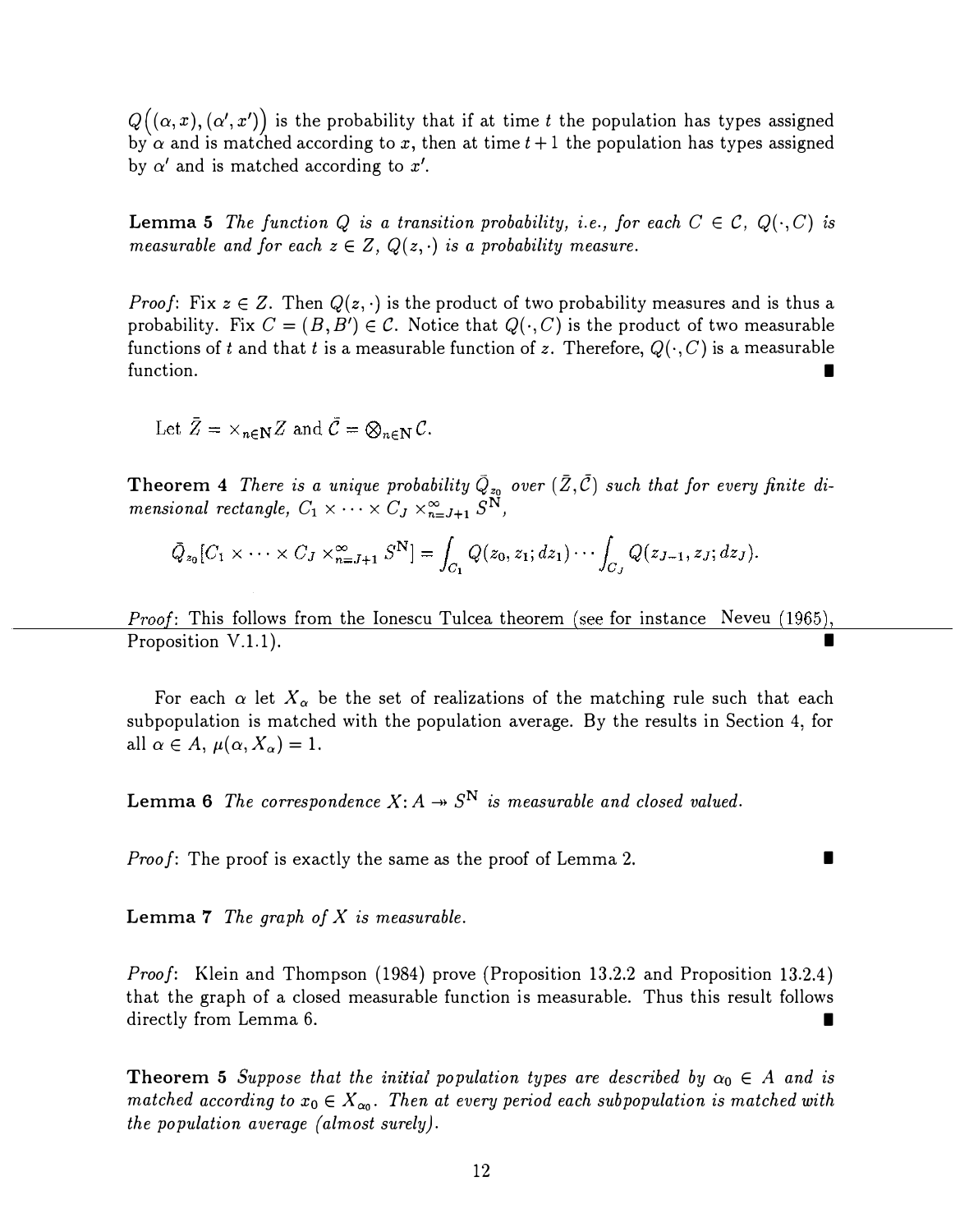$Q\big((\alpha, x), (\alpha', x')\big)$ is the probability that if at time $t$ the population has types assigned by $\alpha$ and is matched according to $x$, then at time $t+1$ the population has types assigned by $\alpha'$ and is matched according to $x'$.

**Lemma 5** *The function $Q$ is a transition probability, i.e., for each $C \in \mathcal{C}$, $Q(\cdot, C)$ is measurable and for each $z \in Z$, $Q(z, \cdot)$ is a probability measure.*

*Proof*: Fix $z \in Z$. Then $Q(z, \cdot)$ is the product of two probability measures and is thus a probability. Fix $C = (B, B') \in \mathcal{C}$. Notice that $Q(\cdot, C)$ is the product of two measurable functions of $t$ and that $t$ is a measurable function of $z$. Therefore, $Q(\cdot, C)$ is a measurable function. ∎

Let $\bar{Z} = \times_{n \in \mathbf{N}} Z$ and $\bar{\mathcal{C}} = \bigotimes_{n \in \mathbf{N}} \mathcal{C}$.

**Theorem 4** *There is a unique probability $\bar{Q}_{z_0}$ over $(\bar{Z}, \bar{\mathcal{C}})$ such that for every finite dimensional rectangle, $C_1 \times \cdots \times C_J \times_{n=J+1}^{\infty} S^{\mathbf{N}}$,*

$$\bar{Q}_{z_0}[C_1 \times \cdots \times C_J \times_{n=J+1}^{\infty} S^{\mathbf{N}}] = \int_{C_1} Q(z_0, z_1; dz_1) \cdots \int_{C_J} Q(z_{J-1}, z_J; dz_J).$$

*Proof*: This follows from the Ionescu Tulcea theorem (see for instance Neveu (1965), Proposition V.1.1). ∎

For each $\alpha$ let $X_\alpha$ be the set of realizations of the matching rule such that each subpopulation is matched with the population average. By the results in Section 4, for all $\alpha \in A$, $\mu(\alpha, X_\alpha) = 1$.

**Lemma 6** *The correspondence $X \colon A \twoheadrightarrow S^{\mathbf{N}}$ is measurable and closed valued.*

*Proof*: The proof is exactly the same as the proof of Lemma 2. ∎

**Lemma 7** *The graph of $X$ is measurable.*

*Proof*: Klein and Thompson (1984) prove (Proposition 13.2.2 and Proposition 13.2.4) that the graph of a closed measurable function is measurable. Thus this result follows directly from Lemma 6. ∎

**Theorem 5** *Suppose that the initial population types are described by $\alpha_0 \in A$ and is matched according to $x_0 \in X_{\alpha_0}$. Then at every period each subpopulation is matched with the population average (almost surely).*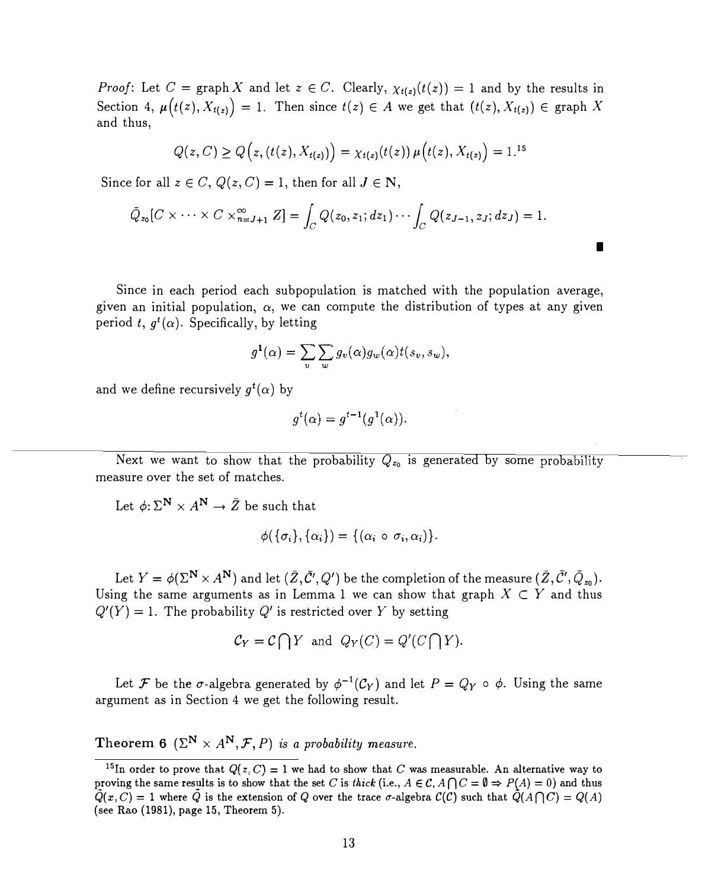*Proof*: Let $C = \text{graph}\, X$ and let $z \in C$. Clearly, $\chi_{t(z)}(t(z)) = 1$ and by the results in Section 4, $\mu\big(t(z), X_{t(z)}\big) = 1$. Then since $t(z) \in A$ we get that $(t(z), X_{t(z)}) \in \text{graph}\, X$ and thus,

$$Q(z, C) \geq Q\big(z, (t(z), X_{t(z)})\big) = \chi_{t(z)}(t(z))\, \mu\big(t(z), X_{t(z)}\big) = 1.^{15}$$

Since for all $z \in C$, $Q(z, C) = 1$, then for all $J \in \mathbf{N}$,

$$\bar{Q}_{z_0}[C \times \cdots \times C \times_{n=J+1}^{\infty} Z] = \int_C Q(z_0, z_1; dz_1) \cdots \int_C Q(z_{J-1}, z_J; dz_J) = 1.$$

∎

Since in each period each subpopulation is matched with the population average, given an initial population, $\alpha$, we can compute the distribution of types at any given period $t$, $g^t(\alpha)$. Specifically, by letting

$$g^1(\alpha) = \sum_v \sum_w g_v(\alpha) g_w(\alpha) t(s_v, s_w),$$

and we define recursively $g^t(\alpha)$ by

$$g^t(\alpha) = g^{t-1}(g^1(\alpha)).$$

Next we want to show that the probability $\bar{Q}_{z_0}$ is generated by some probability measure over the set of matches.

Let $\phi \colon \Sigma^{\mathbf{N}} \times A^{\mathbf{N}} \to \bar{Z}$ be such that

$$\phi(\{\sigma_i\}, \{\alpha_i\}) = \{(\alpha_i \circ \sigma_i, \alpha_i)\}.$$

Let $Y = \phi(\Sigma^{\mathbf{N}} \times A^{\mathbf{N}})$ and let $(\bar{Z}, \bar{\mathcal{C}}', Q')$ be the completion of the measure $(\bar{Z}, \bar{\mathcal{C}}', \bar{Q}_{z_0})$. Using the same arguments as in Lemma 1 we can show that graph $X \subset Y$ and thus $Q'(Y) = 1$. The probability $Q'$ is restricted over $Y$ by setting

$$\mathcal{C}_Y = \mathcal{C} \bigcap Y \quad \text{and} \quad Q_Y(C) = Q'(C \bigcap Y).$$

Let $\mathcal{F}$ be the $\sigma$-algebra generated by $\phi^{-1}(\mathcal{C}_Y)$ and let $P = Q_Y \circ \phi$. Using the same argument as in Section 4 we get the following result.

**Theorem 6** *$(\Sigma^{\mathbf{N}} \times A^{\mathbf{N}}, \mathcal{F}, P)$ is a probability measure.*

---

[15] In order to prove that $Q(z, C) = 1$ we had to show that $C$ was measurable. An alternative way to proving the same results is to show that the set $C$ is *thick* (i.e., $A \in \mathcal{C}, A \bigcap C = \emptyset \Rightarrow P(A) = 0$) and thus $\tilde{Q}(x, C) = 1$ where $\tilde{Q}$ is the extension of $Q$ over the trace $\sigma$-algebra $\mathcal{C}(C)$ such that $\tilde{Q}(A \bigcap C) = Q(A)$ (see Rao (1981), page 15, Theorem 5).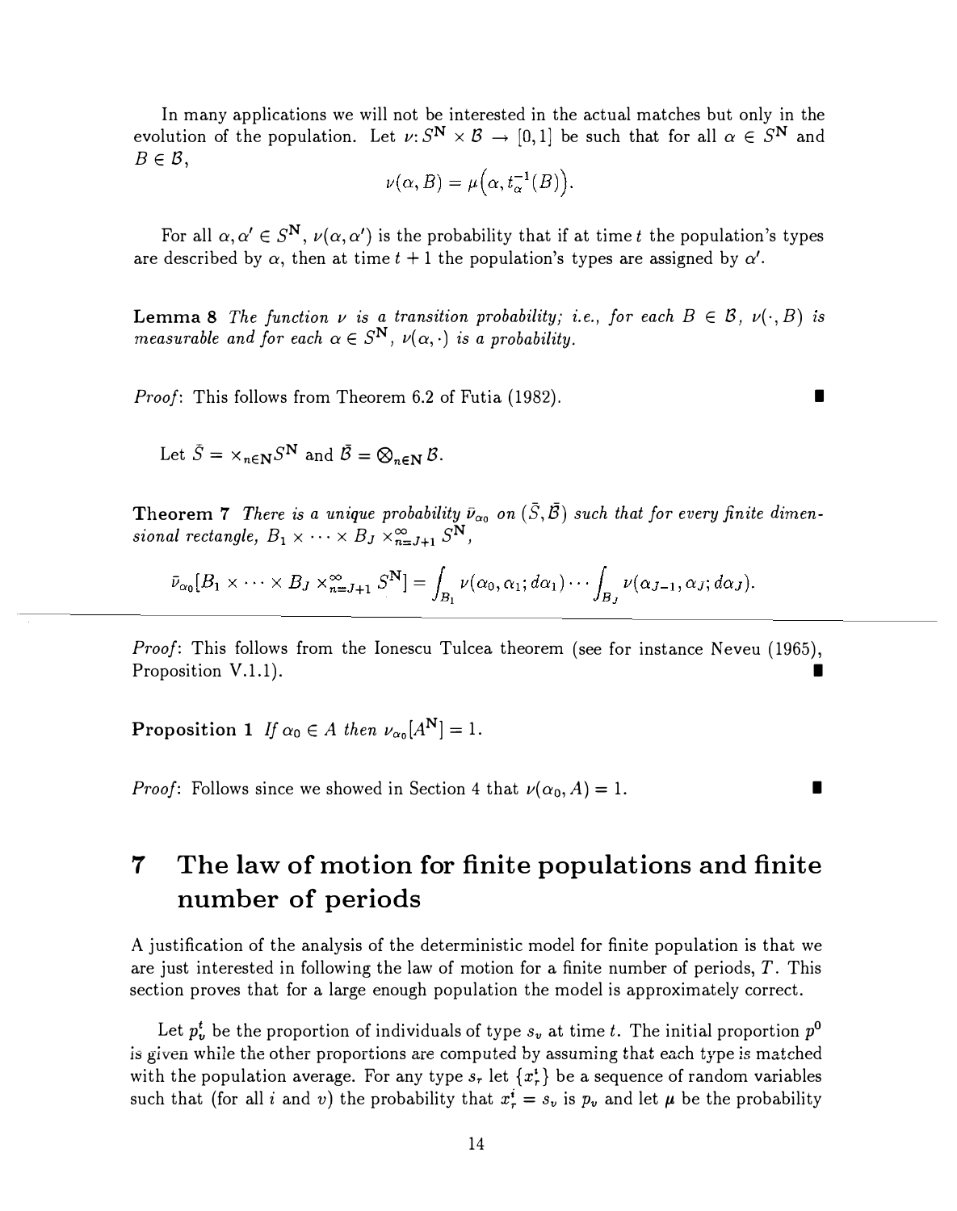In many applications we will not be interested in the actual matches but only in the evolution of the population. Let $\nu: S^{\mathbf{N}} \times \mathcal{B} \to [0,1]$ be such that for all $\alpha \in S^{\mathbf{N}}$ and $B \in \mathcal{B}$,

$$\nu(\alpha, B) = \mu\Big(\alpha, t_\alpha^{-1}(B)\Big).$$

For all $\alpha, \alpha' \in S^{\mathbf{N}}$, $\nu(\alpha, \alpha')$ is the probability that if at time $t$ the population's types are described by $\alpha$, then at time $t+1$ the population's types are assigned by $\alpha'$.

**Lemma 8** *The function $\nu$ is a transition probability; i.e., for each $B \in \mathcal{B}$, $\nu(\cdot, B)$ is measurable and for each $\alpha \in S^{\mathbf{N}}$, $\nu(\alpha, \cdot)$ is a probability.*

*Proof*: This follows from Theorem 6.2 of Futia (1982). ∎

Let $\bar{S} = \times_{n \in \mathbf{N}} S^{\mathbf{N}}$ and $\bar{\mathcal{B}} = \bigotimes_{n \in \mathbf{N}} \mathcal{B}$.

**Theorem 7** *There is a unique probability $\bar{\nu}_{\alpha_0}$ on $(\bar{S}, \bar{\mathcal{B}})$ such that for every finite dimensional rectangle, $B_1 \times \cdots \times B_J \times_{n=J+1}^{\infty} S^{\mathbf{N}}$,*

$$\bar{\nu}_{\alpha_0}[B_1 \times \cdots \times B_J \times_{n=J+1}^{\infty} S^{\mathbf{N}}] = \int_{B_1} \nu(\alpha_0, \alpha_1; d\alpha_1) \cdots \int_{B_J} \nu(\alpha_{J-1}, \alpha_J; d\alpha_J).$$

*Proof*: This follows from the Ionescu Tulcea theorem (see for instance Neveu (1965), Proposition V.1.1). ∎

**Proposition 1** *If $\alpha_0 \in A$ then $\nu_{\alpha_0}[A^{\mathbf{N}}] = 1$.*

*Proof*: Follows since we showed in Section 4 that $\nu(\alpha_0, A) = 1$. ∎

# 7 The law of motion for finite populations and finite number of periods

A justification of the analysis of the deterministic model for finite population is that we are just interested in following the law of motion for a finite number of periods, $T$. This section proves that for a large enough population the model is approximately correct.

Let $p_v^t$ be the proportion of individuals of type $s_v$ at time $t$. The initial proportion $p^0$ is given while the other proportions are computed by assuming that each type is matched with the population average. For any type $s_r$ let $\{x_r^i\}$ be a sequence of random variables such that (for all $i$ and $v$) the probability that $x_r^i = s_v$ is $p_v$ and let $\mu$ be the probability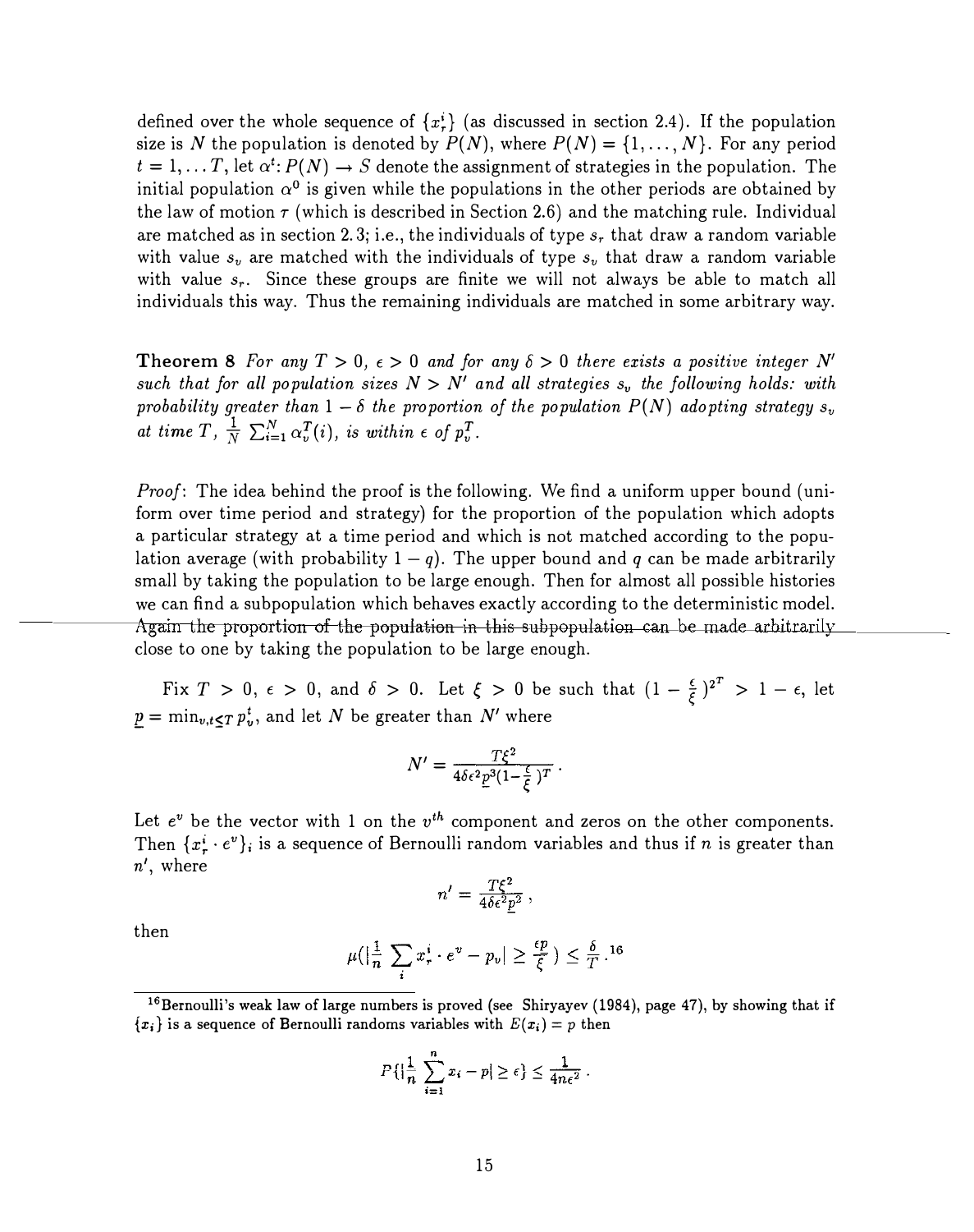defined over the whole sequence of $\{x_r^i\}$ (as discussed in section 2.4). If the population size is $N$ the population is denoted by $P(N)$, where $P(N) = \{1, \ldots, N\}$. For any period $t = 1, \ldots T$, let $\alpha^t: P(N) \to S$ denote the assignment of strategies in the population. The initial population $\alpha^0$ is given while the populations in the other periods are obtained by the law of motion $\tau$ (which is described in Section 2.6) and the matching rule. Individual are matched as in section 2.3; i.e., the individuals of type $s_r$ that draw a random variable with value $s_v$ are matched with the individuals of type $s_v$ that draw a random variable with value $s_r$. Since these groups are finite we will not always be able to match all individuals this way. Thus the remaining individuals are matched in some arbitrary way.

**Theorem 8** *For any $T > 0$, $\epsilon > 0$ and for any $\delta > 0$ there exists a positive integer $N'$ such that for all population sizes $N > N'$ and all strategies $s_v$ the following holds: with probability greater than $1 - \delta$ the proportion of the population $P(N)$ adopting strategy $s_v$ at time $T$, $\frac{1}{N}\sum_{i=1}^{N} \alpha_v^T(i)$, is within $\epsilon$ of $p_v^T$.*

*Proof*: The idea behind the proof is the following. We find a uniform upper bound (uniform over time period and strategy) for the proportion of the population which adopts a particular strategy at a time period and which is not matched according to the population average (with probability $1 - q$). The upper bound and $q$ can be made arbitrarily small by taking the population to be large enough. Then for almost all possible histories we can find a subpopulation which behaves exactly according to the deterministic model. Again the proportion of the population in this subpopulation can be made arbitrarily close to one by taking the population to be large enough.

Fix $T > 0$, $\epsilon > 0$, and $\delta > 0$. Let $\xi > 0$ be such that $(1 - \frac{\epsilon}{\xi})^{2^T} > 1 - \epsilon$, let $\underline{p} = \min_{v,t \leq T} p_v^t$, and let $N$ be greater than $N'$ where

$$N' = \frac{T\xi^2}{4\delta\epsilon^2\underline{p}^3(1-\frac{\epsilon}{\xi})^T}.$$

Let $e^v$ be the vector with 1 on the $v^{th}$ component and zeros on the other components. Then $\{x_r^i \cdot e^v\}_i$ is a sequence of Bernoulli random variables and thus if $n$ is greater than $n'$, where

$$n' = \frac{T\xi^2}{4\delta\epsilon^2\underline{p}^2},$$

then

$$\mu(|\frac{1}{n}\sum_i x_r^i \cdot e^v - p_v| \geq \frac{\epsilon\underline{p}}{\xi}) \leq \frac{\delta}{T}.\text{[16]}$$

[16] Bernoulli's weak law of large numbers is proved (see Shiryayev (1984), page 47), by showing that if $\{x_i\}$ is a sequence of Bernoulli randoms variables with $E(x_i) = p$ then

$$P\{|\frac{1}{n}\sum_{i=1}^{n} x_i - p| \geq \epsilon\} \leq \frac{1}{4n\epsilon^2}.$$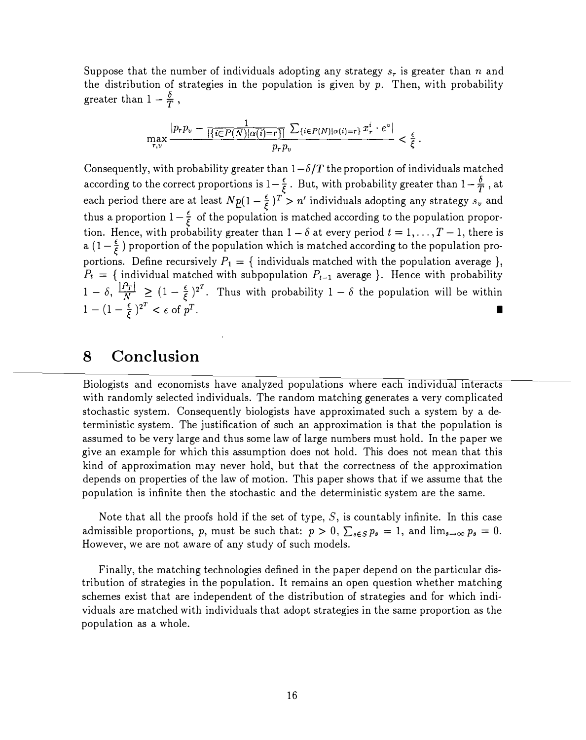Suppose that the number of individuals adopting any strategy $s_r$ is greater than $n$ and the distribution of strategies in the population is given by $p$. Then, with probability greater than $1 - \frac{\delta}{T}$,

$$\max_{r,v} \frac{|p_r p_v - \frac{1}{|\{i \in P(N) | \alpha(i) = r\}|} \sum_{\{i \in P(N)|\alpha(i)=r\}} x_r^i \cdot e^v|}{p_r p_v} < \frac{\epsilon}{\xi}.$$

Consequently, with probability greater than $1-\delta/T$ the proportion of individuals matched according to the correct proportions is $1-\frac{\epsilon}{\xi}$. But, with probability greater than $1-\frac{\delta}{T}$, at each period there are at least $N\underline{p}(1-\frac{\epsilon}{\xi})^T > n'$ individuals adopting any strategy $s_v$ and thus a proportion $1-\frac{\epsilon}{\xi}$ of the population is matched according to the population proportion. Hence, with probability greater than $1-\delta$ at every period $t = 1, \ldots, T-1$, there is a $(1-\frac{\epsilon}{\xi})$ proportion of the population which is matched according to the population proportions. Define recursively $P_1 = \{$ individuals matched with the population average $\}$, $P_t = \{$ individual matched with subpopulation $P_{t-1}$ average $\}$. Hence with probability $1-\delta$, $\frac{|P_T|}{N} \geq (1-\frac{\epsilon}{\xi})^{2^T}$. Thus with probability $1-\delta$ the population will be within $1-(1-\frac{\epsilon}{\xi})^{2^T} < \epsilon$ of $p^T$. ∎

# 8 Conclusion

Biologists and economists have analyzed populations where each individual interacts with randomly selected individuals. The random matching generates a very complicated stochastic system. Consequently biologists have approximated such a system by a deterministic system. The justification of such an approximation is that the population is assumed to be very large and thus some law of large numbers must hold. In the paper we give an example for which this assumption does not hold. This does not mean that this kind of approximation may never hold, but that the correctness of the approximation depends on properties of the law of motion. This paper shows that if we assume that the population is infinite then the stochastic and the deterministic system are the same.

Note that all the proofs hold if the set of type, $S$, is countably infinite. In this case admissible proportions, $p$, must be such that: $p > 0$, $\sum_{s \in S} p_s = 1$, and $\lim_{s\to\infty} p_s = 0$. However, we are not aware of any study of such models.

Finally, the matching technologies defined in the paper depend on the particular distribution of strategies in the population. It remains an open question whether matching schemes exist that are independent of the distribution of strategies and for which individuals are matched with individuals that adopt strategies in the same proportion as the population as a whole.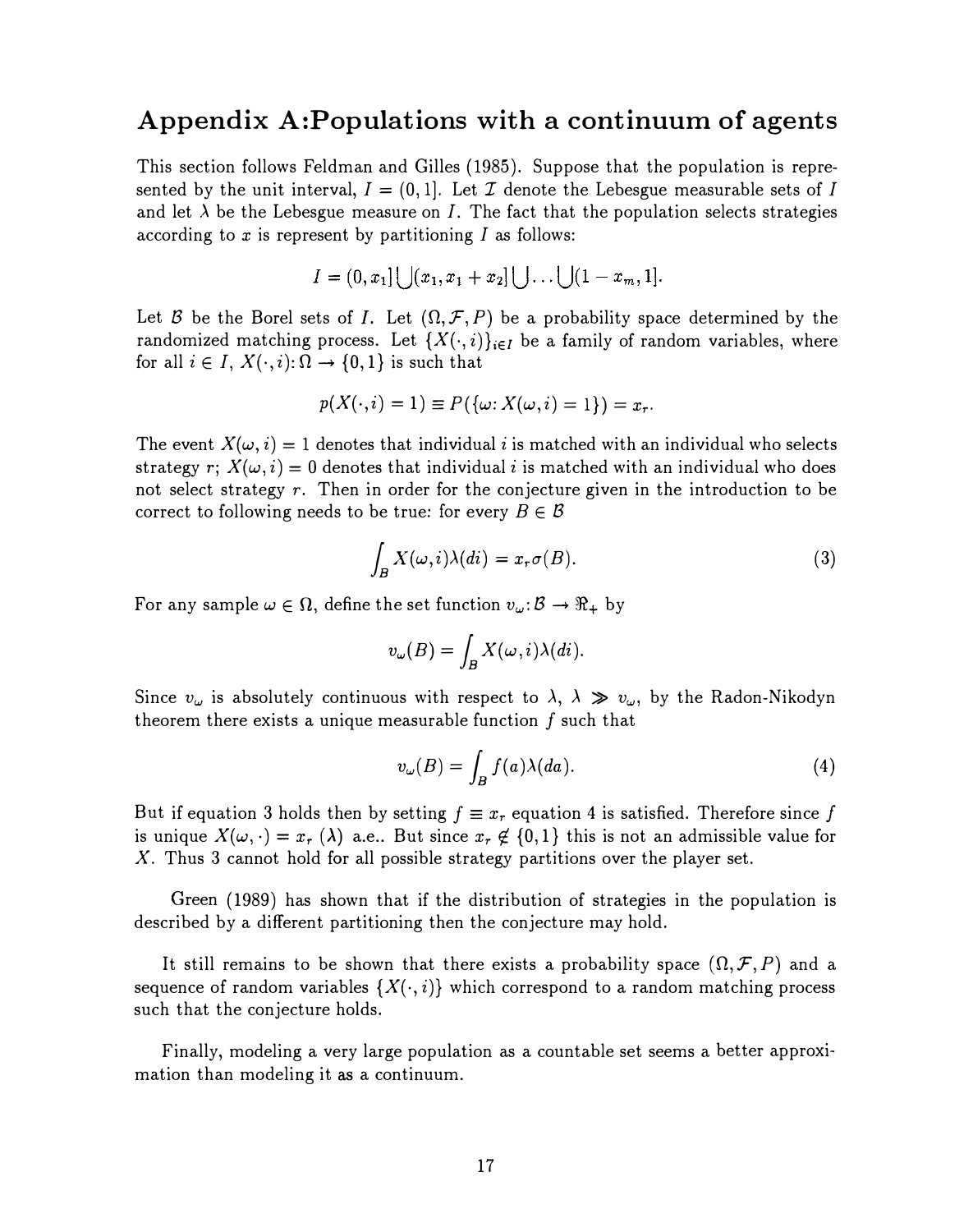# Appendix A:Populations with a continuum of agents

This section follows Feldman and Gilles (1985). Suppose that the population is represented by the unit interval, $I = (0, 1]$. Let $\mathcal{I}$ denote the Lebesgue measurable sets of $I$ and let $\lambda$ be the Lebesgue measure on $I$. The fact that the population selects strategies according to $x$ is represent by partitioning $I$ as follows:

$$I = (0, x_1] \bigcup (x_1, x_1 + x_2] \bigcup \ldots \bigcup (1 - x_m, 1].$$

Let $\mathcal{B}$ be the Borel sets of $I$. Let $(\Omega, \mathcal{F}, P)$ be a probability space determined by the randomized matching process. Let $\{X(\cdot, i)\}_{i \in I}$ be a family of random variables, where for all $i \in I$, $X(\cdot, i) \colon \Omega \to \{0, 1\}$ is such that

$$p(X(\cdot, i) = 1) \equiv P(\{\omega \colon X(\omega, i) = 1\}) = x_r.$$

The event $X(\omega, i) = 1$ denotes that individual $i$ is matched with an individual who selects strategy $r$; $X(\omega, i) = 0$ denotes that individual $i$ is matched with an individual who does not select strategy $r$. Then in order for the conjecture given in the introduction to be correct to following needs to be true: for every $B \in \mathcal{B}$

$$\int_B X(\omega, i) \lambda(di) = x_r \sigma(B). \tag{3}$$

For any sample $\omega \in \Omega$, define the set function $v_\omega \colon \mathcal{B} \to \Re_+$ by

$$v_\omega(B) = \int_B X(\omega, i) \lambda(di).$$

Since $v_\omega$ is absolutely continuous with respect to $\lambda$, $\lambda \gg v_\omega$, by the Radon-Nikodyn theorem there exists a unique measurable function $f$ such that

$$v_\omega(B) = \int_B f(a) \lambda(da). \tag{4}$$

But if equation 3 holds then by setting $f \equiv x_r$ equation 4 is satisfied. Therefore since $f$ is unique $X(\omega, \cdot) = x_r$ $(\lambda)$ a.e.. But since $x_r \notin \{0, 1\}$ this is not an admissible value for $X$. Thus 3 cannot hold for all possible strategy partitions over the player set.

Green (1989) has shown that if the distribution of strategies in the population is described by a different partitioning then the conjecture may hold.

It still remains to be shown that there exists a probability space $(\Omega, \mathcal{F}, P)$ and a sequence of random variables $\{X(\cdot, i)\}$ which correspond to a random matching process such that the conjecture holds.

Finally, modeling a very large population as a countable set seems a better approximation than modeling it as a continuum.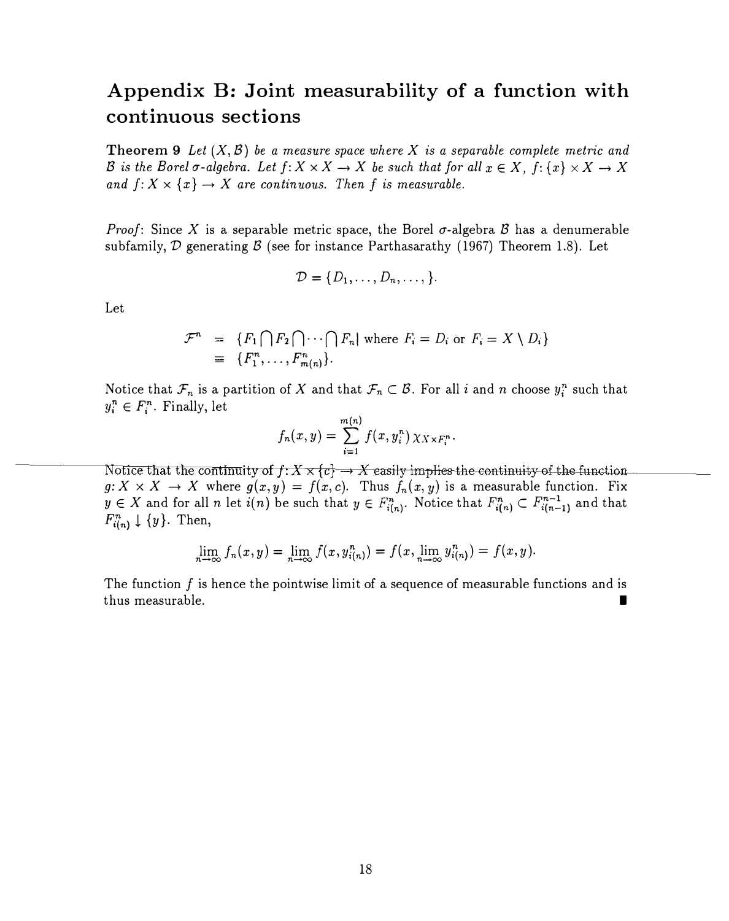## Appendix B: Joint measurability of a function with continuous sections

**Theorem 9** *Let $(X, \mathcal{B})$ be a measure space where $X$ is a separable complete metric and $\mathcal{B}$ is the Borel $\sigma$-algebra. Let $f: X \times X \to X$ be such that for all $x \in X$, $f: \{x\} \times X \to X$ and $f: X \times \{x\} \to X$ are continuous. Then $f$ is measurable.*

*Proof*: Since $X$ is a separable metric space, the Borel $\sigma$-algebra $\mathcal{B}$ has a denumerable subfamily, $\mathcal{D}$ generating $\mathcal{B}$ (see for instance Parthasarathy (1967) Theorem 1.8). Let

$$\mathcal{D} = \{D_1, \ldots, D_n, \ldots, \}.$$

Let

$$\begin{aligned} \mathcal{F}^n &= \{F_1 \bigcap F_2 \bigcap \cdots \bigcap F_n | \text{ where } F_i = D_i \text{ or } F_i = X \setminus D_i\} \\ &\equiv \{F_1^n, \ldots, F_{m(n)}^n\}. \end{aligned}$$

Notice that $\mathcal{F}_n$ is a partition of $X$ and that $\mathcal{F}_n \subset \mathcal{B}$. For all $i$ and $n$ choose $y_i^n$ such that $y_i^n \in F_i^n$. Finally, let

$$f_n(x, y) = \sum_{i=1}^{m(n)} f(x, y_i^n) \chi_{X \times F_i^n}.$$

Notice that the continuity of $f: X \times \{c\} \to X$ easily implies the continuity of the function $g: X \times X \to X$ where $g(x, y) = f(x, c)$. Thus $f_n(x, y)$ is a measurable function. Fix $y \in X$ and for all $n$ let $i(n)$ be such that $y \in F_{i(n)}^n$. Notice that $F_{i(n)}^n \subset F_{i(n-1)}^{n-1}$ and that $F_{i(n)}^n \downarrow \{y\}$. Then,

$$\lim_{n \to \infty} f_n(x, y) = \lim_{n \to \infty} f(x, y_{i(n)}^n) = f(x, \lim_{n \to \infty} y_{i(n)}^n) = f(x, y).$$

The function $f$ is hence the pointwise limit of a sequence of measurable functions and is thus measurable. ∎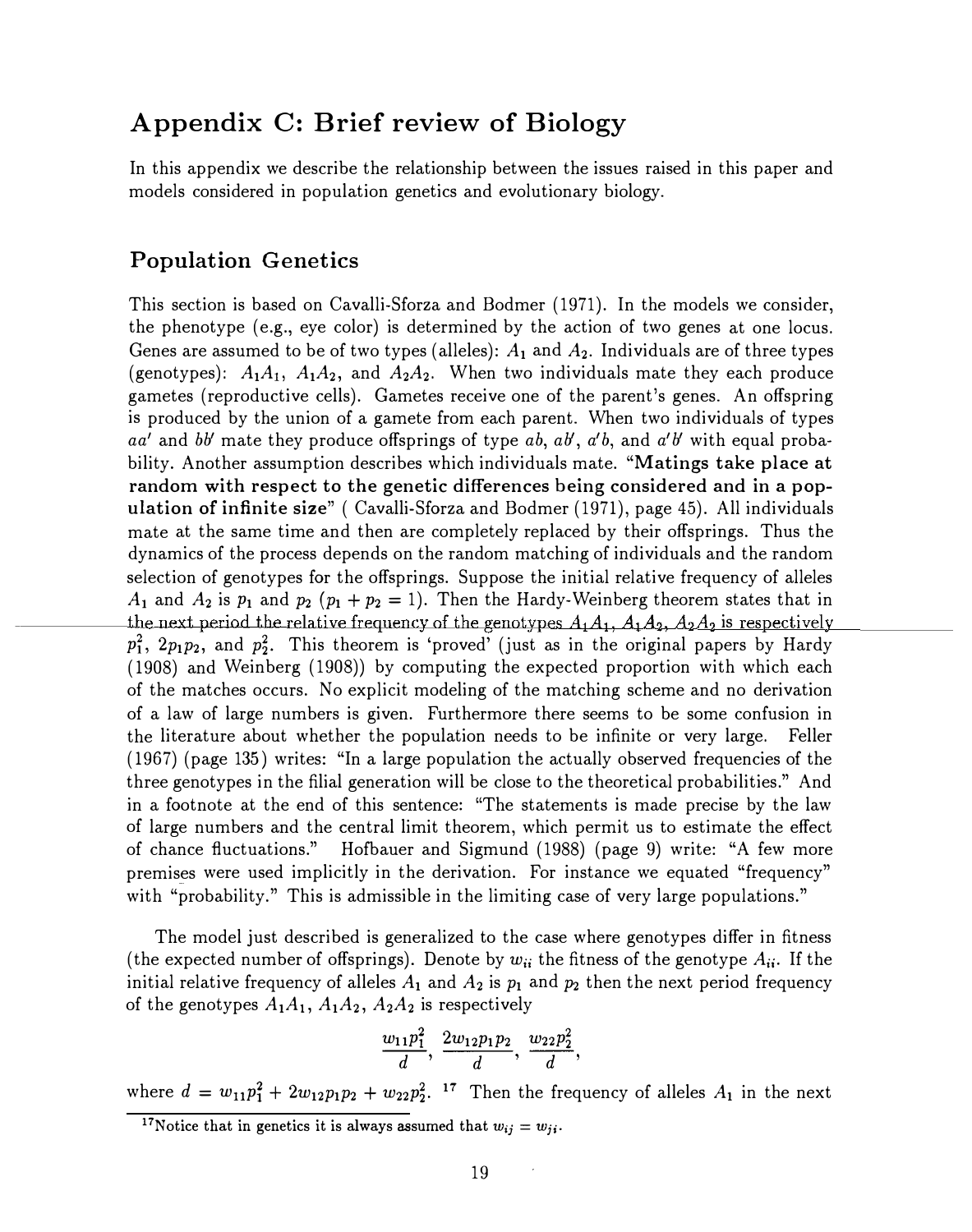# Appendix C: Brief review of Biology

In this appendix we describe the relationship between the issues raised in this paper and models considered in population genetics and evolutionary biology.

## Population Genetics

This section is based on Cavalli-Sforza and Bodmer (1971). In the models we consider, the phenotype (e.g., eye color) is determined by the action of two genes at one locus. Genes are assumed to be of two types (alleles): $A_1$ and $A_2$. Individuals are of three types (genotypes): $A_1A_1$, $A_1A_2$, and $A_2A_2$. When two individuals mate they each produce gametes (reproductive cells). Gametes receive one of the parent's genes. An offspring is produced by the union of a gamete from each parent. When two individuals of types $aa'$ and $bb'$ mate they produce offsprings of type $ab$, $ab'$, $a'b$, and $a'b'$ with equal probability. Another assumption describes which individuals mate. "**Matings take place at random with respect to the genetic differences being considered and in a population of infinite size**" ( Cavalli-Sforza and Bodmer (1971), page 45). All individuals mate at the same time and then are completely replaced by their offsprings. Thus the dynamics of the process depends on the random matching of individuals and the random selection of genotypes for the offsprings. Suppose the initial relative frequency of alleles $A_1$ and $A_2$ is $p_1$ and $p_2$ ($p_1 + p_2 = 1$). Then the Hardy-Weinberg theorem states that in the next period the relative frequency of the genotypes $A_1A_1$, $A_1A_2$, $A_2A_2$ is respectively $p_1^2$, $2p_1p_2$, and $p_2^2$. This theorem is 'proved' (just as in the original papers by Hardy (1908) and Weinberg (1908)) by computing the expected proportion with which each of the matches occurs. No explicit modeling of the matching scheme and no derivation of a law of large numbers is given. Furthermore there seems to be some confusion in the literature about whether the population needs to be infinite or very large. Feller (1967) (page 135) writes: "In a large population the actually observed frequencies of the three genotypes in the filial generation will be close to the theoretical probabilities." And in a footnote at the end of this sentence: "The statements is made precise by the law of large numbers and the central limit theorem, which permit us to estimate the effect of chance fluctuations." Hofbauer and Sigmund (1988) (page 9) write: "A few more premises were used implicitly in the derivation. For instance we equated "frequency" with "probability." This is admissible in the limiting case of very large populations."

The model just described is generalized to the case where genotypes differ in fitness (the expected number of offsprings). Denote by $w_{ii}$ the fitness of the genotype $A_{ii}$. If the initial relative frequency of alleles $A_1$ and $A_2$ is $p_1$ and $p_2$ then the next period frequency of the genotypes $A_1A_1$, $A_1A_2$, $A_2A_2$ is respectively

$$\frac{w_{11}p_1^2}{d}, \; \frac{2w_{12}p_1p_2}{d}, \; \frac{w_{22}p_2^2}{d},$$

where $d = w_{11}p_1^2 + 2w_{12}p_1p_2 + w_{22}p_2^2$. [17] Then the frequency of alleles $A_1$ in the next

[17] Notice that in genetics it is always assumed that $w_{ij} = w_{ji}$.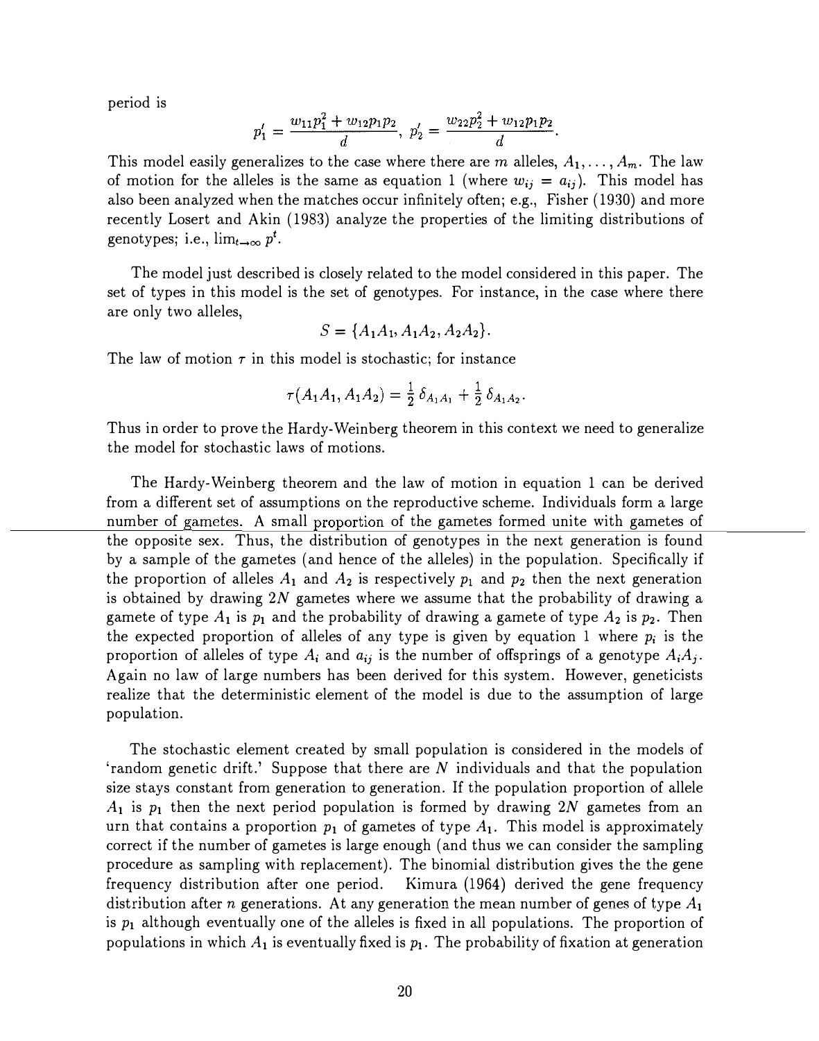period is

$$p_1' = \frac{w_{11}p_1^2 + w_{12}p_1p_2}{d}, \; p_2' = \frac{w_{22}p_2^2 + w_{12}p_1p_2}{d}.$$

This model easily generalizes to the case where there are $m$ alleles, $A_1, \ldots, A_m$. The law of motion for the alleles is the same as equation 1 (where $w_{ij} = a_{ij}$). This model has also been analyzed when the matches occur infinitely often; e.g., Fisher (1930) and more recently Losert and Akin (1983) analyze the properties of the limiting distributions of genotypes; i.e., $\lim_{t\to\infty} p^t$.

The model just described is closely related to the model considered in this paper. The set of types in this model is the set of genotypes. For instance, in the case where there are only two alleles,

$$S = \{A_1A_1, A_1A_2, A_2A_2\}.$$

The law of motion $\tau$ in this model is stochastic; for instance

$$\tau(A_1A_1, A_1A_2) = \tfrac{1}{2}\,\delta_{A_1A_1} + \tfrac{1}{2}\,\delta_{A_1A_2}.$$

Thus in order to prove the Hardy-Weinberg theorem in this context we need to generalize the model for stochastic laws of motions.

The Hardy-Weinberg theorem and the law of motion in equation 1 can be derived from a different set of assumptions on the reproductive scheme. Individuals form a large number of gametes. A small proportion of the gametes formed unite with gametes of the opposite sex. Thus, the distribution of genotypes in the next generation is found by a sample of the gametes (and hence of the alleles) in the population. Specifically if the proportion of alleles $A_1$ and $A_2$ is respectively $p_1$ and $p_2$ then the next generation is obtained by drawing $2N$ gametes where we assume that the probability of drawing a gamete of type $A_1$ is $p_1$ and the probability of drawing a gamete of type $A_2$ is $p_2$. Then the expected proportion of alleles of any type is given by equation 1 where $p_i$ is the proportion of alleles of type $A_i$ and $a_{ij}$ is the number of offsprings of a genotype $A_iA_j$. Again no law of large numbers has been derived for this system. However, geneticists realize that the deterministic element of the model is due to the assumption of large population.

The stochastic element created by small population is considered in the models of 'random genetic drift.' Suppose that there are $N$ individuals and that the population size stays constant from generation to generation. If the population proportion of allele $A_1$ is $p_1$ then the next period population is formed by drawing $2N$ gametes from an urn that contains a proportion $p_1$ of gametes of type $A_1$. This model is approximately correct if the number of gametes is large enough (and thus we can consider the sampling procedure as sampling with replacement). The binomial distribution gives the the gene frequency distribution after one period. Kimura (1964) derived the gene frequency distribution after $n$ generations. At any generation the mean number of genes of type $A_1$ is $p_1$ although eventually one of the alleles is fixed in all populations. The proportion of populations in which $A_1$ is eventually fixed is $p_1$. The probability of fixation at generation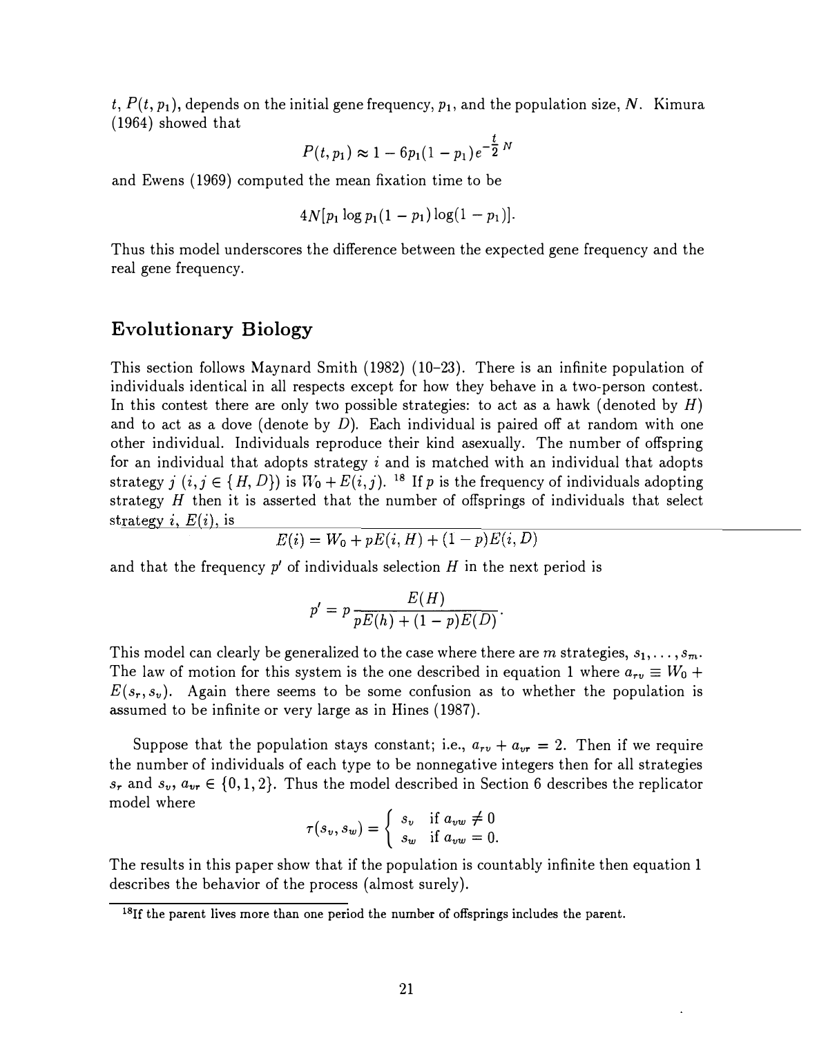$t$, $P(t, p_1)$, depends on the initial gene frequency, $p_1$, and the population size, $N$. Kimura (1964) showed that

$$P(t, p_1) \approx 1 - 6p_1(1 - p_1)e^{-\frac{t}{2}N}$$

and Ewens (1969) computed the mean fixation time to be

$$4N[p_1 \log p_1(1 - p_1)\log(1 - p_1)].$$

Thus this model underscores the difference between the expected gene frequency and the real gene frequency.

## Evolutionary Biology

This section follows Maynard Smith (1982) (10–23). There is an infinite population of individuals identical in all respects except for how they behave in a two-person contest. In this contest there are only two possible strategies: to act as a hawk (denoted by $H$) and to act as a dove (denote by $D$). Each individual is paired off at random with one other individual. Individuals reproduce their kind asexually. The number of offspring for an individual that adopts strategy $i$ and is matched with an individual that adopts strategy $j$ ($i, j \in \{H, D\}$) is $W_0 + E(i, j)$. [18] If $p$ is the frequency of individuals adopting strategy $H$ then it is asserted that the number of offsprings of individuals that select strategy $i$, $E(i)$, is

$$E(i) = W_0 + pE(i, H) + (1 - p)E(i, D)$$

and that the frequency $p'$ of individuals selection $H$ in the next period is

$$p' = p\frac{E(H)}{pE(h) + (1 - p)E(D)}.$$

This model can clearly be generalized to the case where there are $m$ strategies, $s_1, \ldots, s_m$. The law of motion for this system is the one described in equation 1 where $a_{rv} \equiv W_0 + E(s_r, s_v)$. Again there seems to be some confusion as to whether the population is assumed to be infinite or very large as in Hines (1987).

Suppose that the population stays constant; i.e., $a_{rv} + a_{vr} = 2$. Then if we require the number of individuals of each type to be nonnegative integers then for all strategies $s_r$ and $s_v$, $a_{vr} \in \{0, 1, 2\}$. Thus the model described in Section 6 describes the replicator model where

$$\tau(s_v, s_w) = \begin{cases} s_v & \text{if } a_{vw} \neq 0 \\ s_w & \text{if } a_{vw} = 0. \end{cases}$$

The results in this paper show that if the population is countably infinite then equation 1 describes the behavior of the process (almost surely).

[18] If the parent lives more than one period the number of offsprings includes the parent.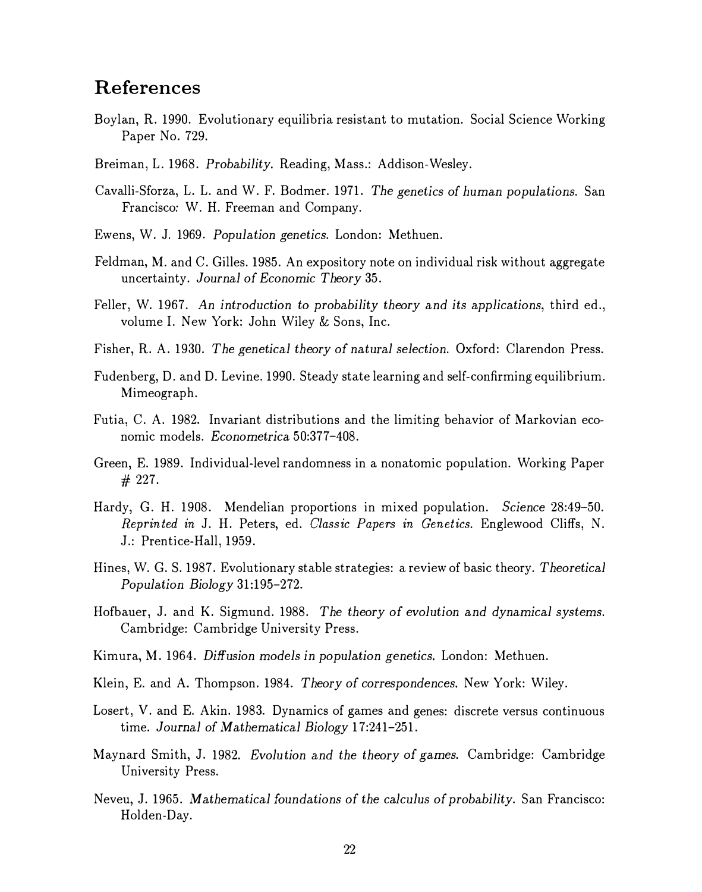## References

Boylan, R. 1990. Evolutionary equilibria resistant to mutation. Social Science Working Paper No. 729.

Breiman, L. 1968. *Probability.* Reading, Mass.: Addison-Wesley.

Cavalli-Sforza, L. L. and W. F. Bodmer. 1971. *The genetics of human populations.* San Francisco: W. H. Freeman and Company.

Ewens, W. J. 1969. *Population genetics.* London: Methuen.

Feldman, M. and C. Gilles. 1985. An expository note on individual risk without aggregate uncertainty. *Journal of Economic Theory* 35.

Feller, W. 1967. *An introduction to probability theory and its applications*, third ed., volume I. New York: John Wiley & Sons, Inc.

Fisher, R. A. 1930. *The genetical theory of natural selection.* Oxford: Clarendon Press.

Fudenberg, D. and D. Levine. 1990. Steady state learning and self-confirming equilibrium. Mimeograph.

Futia, C. A. 1982. Invariant distributions and the limiting behavior of Markovian economic models. *Econometrica* 50:377–408.

Green, E. 1989. Individual-level randomness in a nonatomic population. Working Paper # 227.

Hardy, G. H. 1908. Mendelian proportions in mixed population. *Science* 28:49–50. *Reprinted in* J. H. Peters, ed. *Classic Papers in Genetics.* Englewood Cliffs, N. J.: Prentice-Hall, 1959.

Hines, W. G. S. 1987. Evolutionary stable strategies: a review of basic theory. *Theoretical Population Biology* 31:195–272.

Hofbauer, J. and K. Sigmund. 1988. *The theory of evolution and dynamical systems.* Cambridge: Cambridge University Press.

Kimura, M. 1964. *Diffusion models in population genetics.* London: Methuen.

Klein, E. and A. Thompson. 1984. *Theory of correspondences.* New York: Wiley.

Losert, V. and E. Akin. 1983. Dynamics of games and genes: discrete versus continuous time. *Journal of Mathematical Biology* 17:241–251.

Maynard Smith, J. 1982. *Evolution and the theory of games.* Cambridge: Cambridge University Press.

Neveu, J. 1965. *Mathematical foundations of the calculus of probability.* San Francisco: Holden-Day.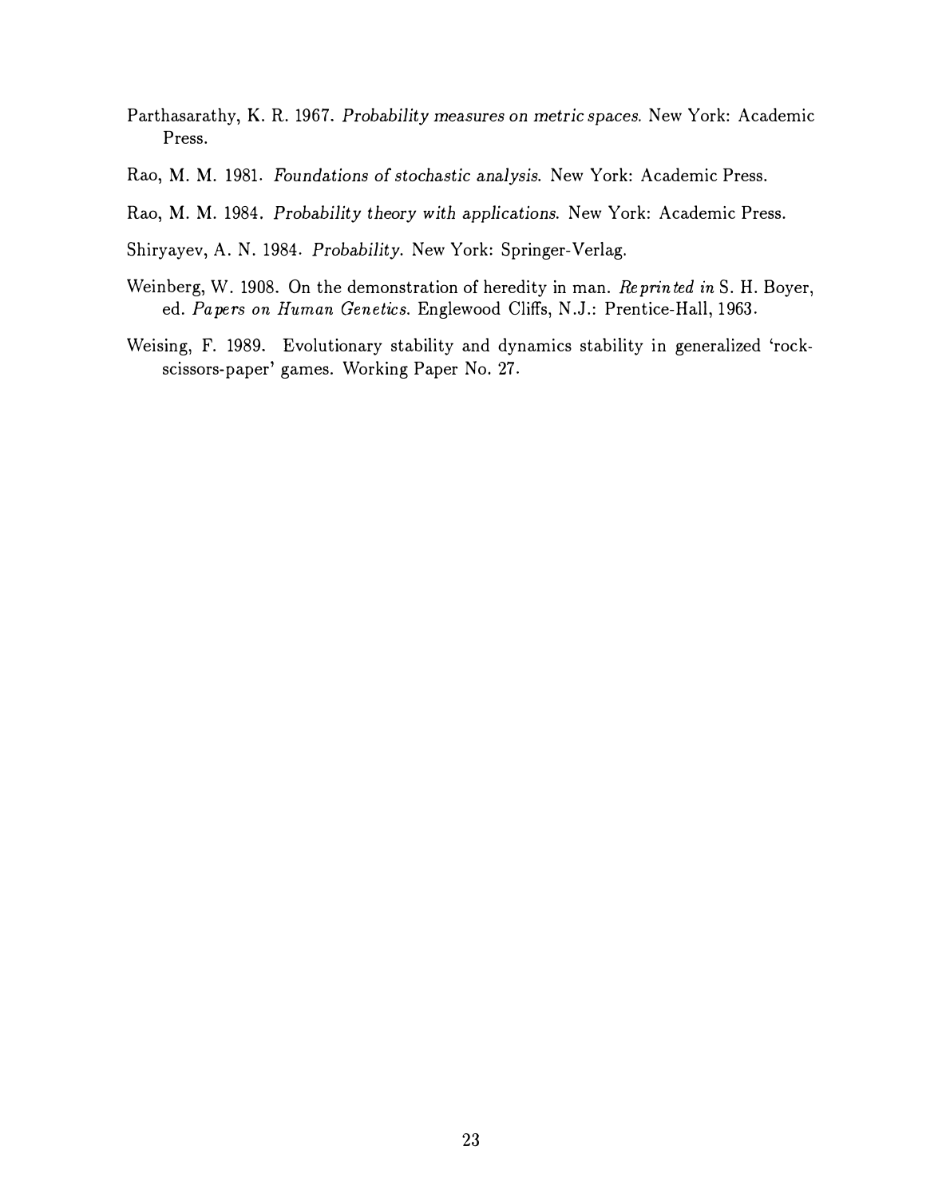Parthasarathy, K. R. 1967. *Probability measures on metric spaces.* New York: Academic Press.

Rao, M. M. 1981. *Foundations of stochastic analysis.* New York: Academic Press.

Rao, M. M. 1984. *Probability theory with applications.* New York: Academic Press.

Shiryayev, A. N. 1984. *Probability.* New York: Springer-Verlag.

Weinberg, W. 1908. On the demonstration of heredity in man. *Reprinted in* S. H. Boyer, ed. *Papers on Human Genetics.* Englewood Cliffs, N.J.: Prentice-Hall, 1963.

Weising, F. 1989. Evolutionary stability and dynamics stability in generalized 'rock-scissors-paper' games. Working Paper No. 27.